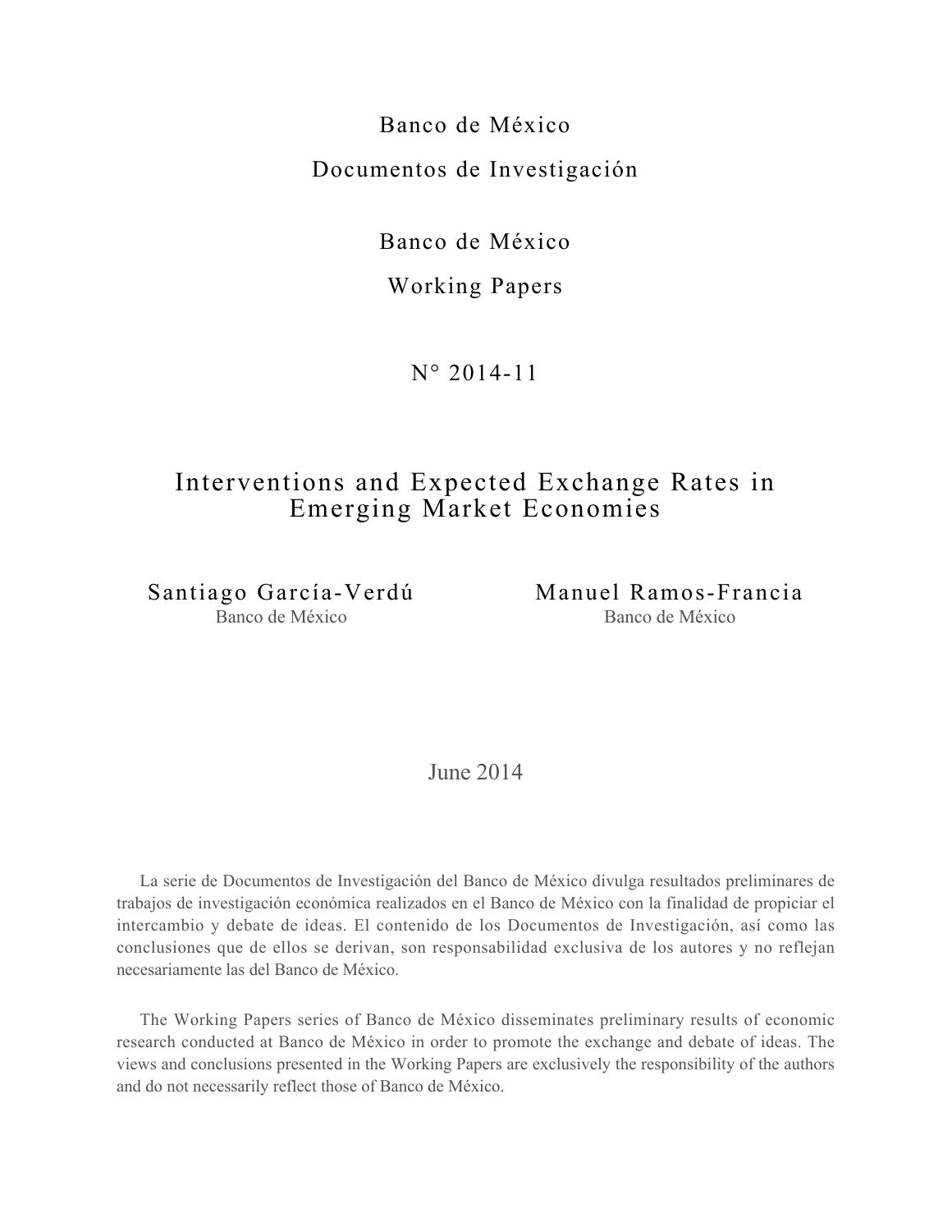Banco de México

Documentos de Investigación

Banco de México

Working Papers

N° 2014-11

# Interventions and Expected Exchange Rates in Emerging Market Economies

Santiago García-Verdú
Banco de México

Manuel Ramos-Francia
Banco de México

June 2014

La serie de Documentos de Investigación del Banco de México divulga resultados preliminares de trabajos de investigación económica realizados en el Banco de México con la finalidad de propiciar el intercambio y debate de ideas. El contenido de los Documentos de Investigación, así como las conclusiones que de ellos se derivan, son responsabilidad exclusiva de los autores y no reflejan necesariamente las del Banco de México.

The Working Papers series of Banco de México disseminates preliminary results of economic research conducted at Banco de México in order to promote the exchange and debate of ideas. The views and conclusions presented in the Working Papers are exclusively the responsibility of the authors and do not necessarily reflect those of Banco de México.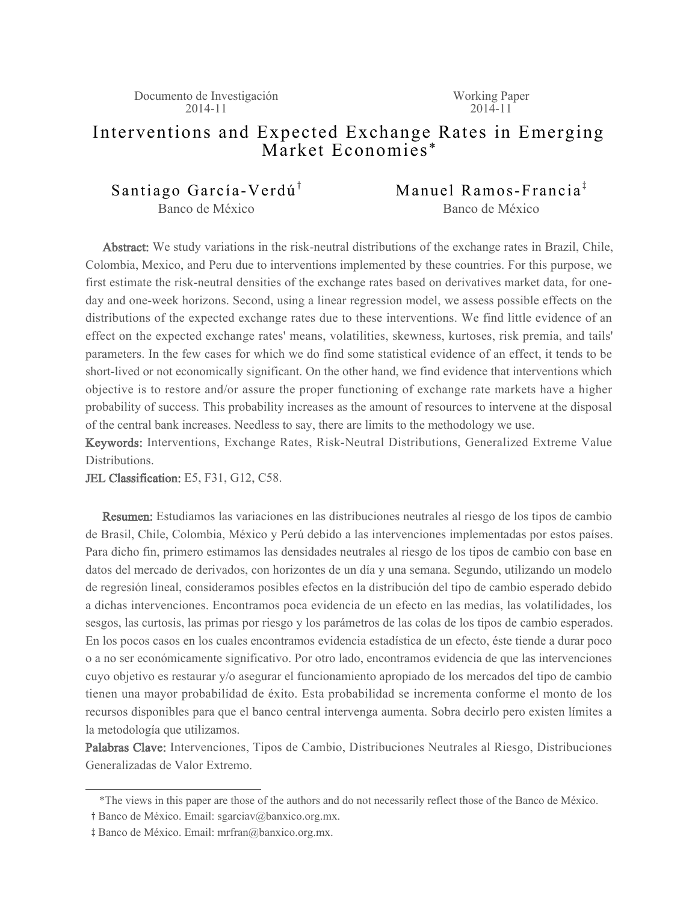Documento de Investigación 2014-11

Working Paper 2014-11

# Interventions and Expected Exchange Rates in Emerging Market Economies*

Santiago García-Verdú[†]
Banco de México

Manuel Ramos-Francia[‡]
Banco de México

**Abstract:** We study variations in the risk-neutral distributions of the exchange rates in Brazil, Chile, Colombia, Mexico, and Peru due to interventions implemented by these countries. For this purpose, we first estimate the risk-neutral densities of the exchange rates based on derivatives market data, for one-day and one-week horizons. Second, using a linear regression model, we assess possible effects on the distributions of the expected exchange rates due to these interventions. We find little evidence of an effect on the expected exchange rates' means, volatilities, skewness, kurtoses, risk premia, and tails' parameters. In the few cases for which we do find some statistical evidence of an effect, it tends to be short-lived or not economically significant. On the other hand, we find evidence that interventions which objective is to restore and/or assure the proper functioning of exchange rate markets have a higher probability of success. This probability increases as the amount of resources to intervene at the disposal of the central bank increases. Needless to say, there are limits to the methodology we use.

**Keywords:** Interventions, Exchange Rates, Risk-Neutral Distributions, Generalized Extreme Value Distributions.

**JEL Classification:** E5, F31, G12, C58.

**Resumen:** Estudiamos las variaciones en las distribuciones neutrales al riesgo de los tipos de cambio de Brasil, Chile, Colombia, México y Perú debido a las intervenciones implementadas por estos países. Para dicho fin, primero estimamos las densidades neutrales al riesgo de los tipos de cambio con base en datos del mercado de derivados, con horizontes de un día y una semana. Segundo, utilizando un modelo de regresión lineal, consideramos posibles efectos en la distribución del tipo de cambio esperado debido a dichas intervenciones. Encontramos poca evidencia de un efecto en las medias, las volatilidades, los sesgos, las curtosis, las primas por riesgo y los parámetros de las colas de los tipos de cambio esperados. En los pocos casos en los cuales encontramos evidencia estadística de un efecto, éste tiende a durar poco o a no ser económicamente significativo. Por otro lado, encontramos evidencia de que las intervenciones cuyo objetivo es restaurar y/o asegurar el funcionamiento apropiado de los mercados del tipo de cambio tienen una mayor probabilidad de éxito. Esta probabilidad se incrementa conforme el monto de los recursos disponibles para que el banco central intervenga aumenta. Sobra decirlo pero existen límites a la metodología que utilizamos.

**Palabras Clave:** Intervenciones, Tipos de Cambio, Distribuciones Neutrales al Riesgo, Distribuciones Generalizadas de Valor Extremo.

*The views in this paper are those of the authors and do not necessarily reflect those of the Banco de México.

[†] Banco de México. Email: sgarciav@banxico.org.mx.

[‡] Banco de México. Email: mrfran@banxico.org.mx.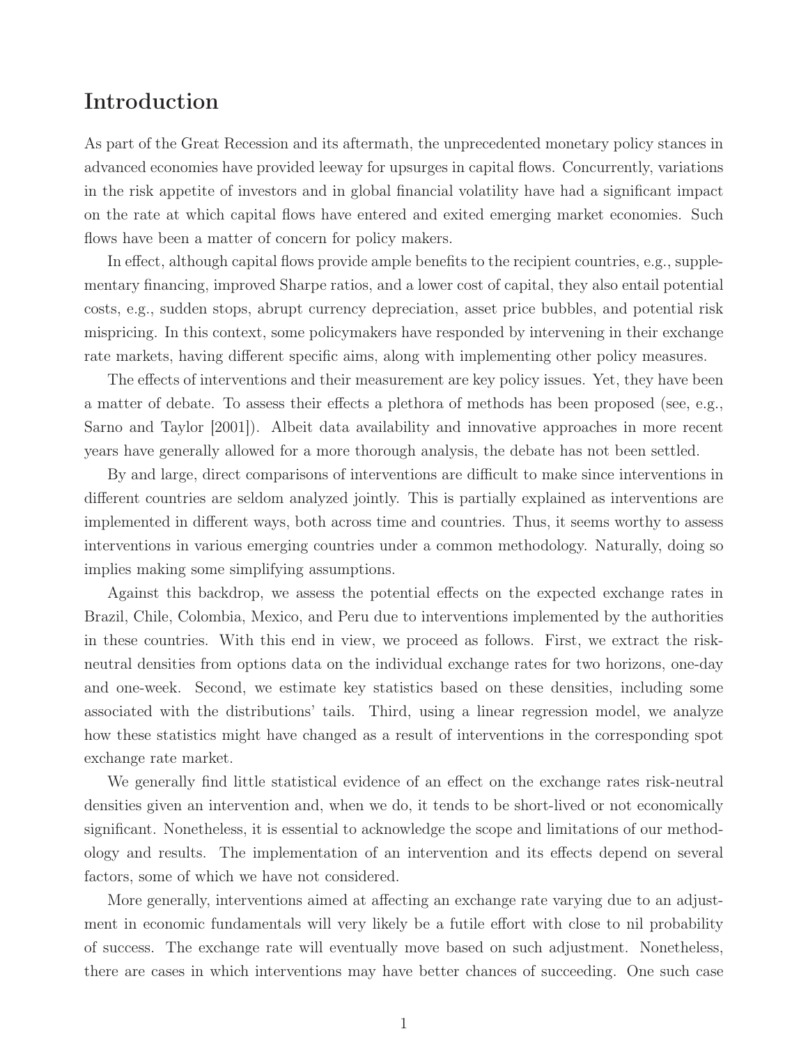# Introduction

As part of the Great Recession and its aftermath, the unprecedented monetary policy stances in advanced economies have provided leeway for upsurges in capital flows. Concurrently, variations in the risk appetite of investors and in global financial volatility have had a significant impact on the rate at which capital flows have entered and exited emerging market economies. Such flows have been a matter of concern for policy makers.

In effect, although capital flows provide ample benefits to the recipient countries, e.g., supplementary financing, improved Sharpe ratios, and a lower cost of capital, they also entail potential costs, e.g., sudden stops, abrupt currency depreciation, asset price bubbles, and potential risk mispricing. In this context, some policymakers have responded by intervening in their exchange rate markets, having different specific aims, along with implementing other policy measures.

The effects of interventions and their measurement are key policy issues. Yet, they have been a matter of debate. To assess their effects a plethora of methods has been proposed (see, e.g., Sarno and Taylor [2001]). Albeit data availability and innovative approaches in more recent years have generally allowed for a more thorough analysis, the debate has not been settled.

By and large, direct comparisons of interventions are difficult to make since interventions in different countries are seldom analyzed jointly. This is partially explained as interventions are implemented in different ways, both across time and countries. Thus, it seems worthy to assess interventions in various emerging countries under a common methodology. Naturally, doing so implies making some simplifying assumptions.

Against this backdrop, we assess the potential effects on the expected exchange rates in Brazil, Chile, Colombia, Mexico, and Peru due to interventions implemented by the authorities in these countries. With this end in view, we proceed as follows. First, we extract the risk-neutral densities from options data on the individual exchange rates for two horizons, one-day and one-week. Second, we estimate key statistics based on these densities, including some associated with the distributions' tails. Third, using a linear regression model, we analyze how these statistics might have changed as a result of interventions in the corresponding spot exchange rate market.

We generally find little statistical evidence of an effect on the exchange rates risk-neutral densities given an intervention and, when we do, it tends to be short-lived or not economically significant. Nonetheless, it is essential to acknowledge the scope and limitations of our methodology and results. The implementation of an intervention and its effects depend on several factors, some of which we have not considered.

More generally, interventions aimed at affecting an exchange rate varying due to an adjustment in economic fundamentals will very likely be a futile effort with close to nil probability of success. The exchange rate will eventually move based on such adjustment. Nonetheless, there are cases in which interventions may have better chances of succeeding. One such case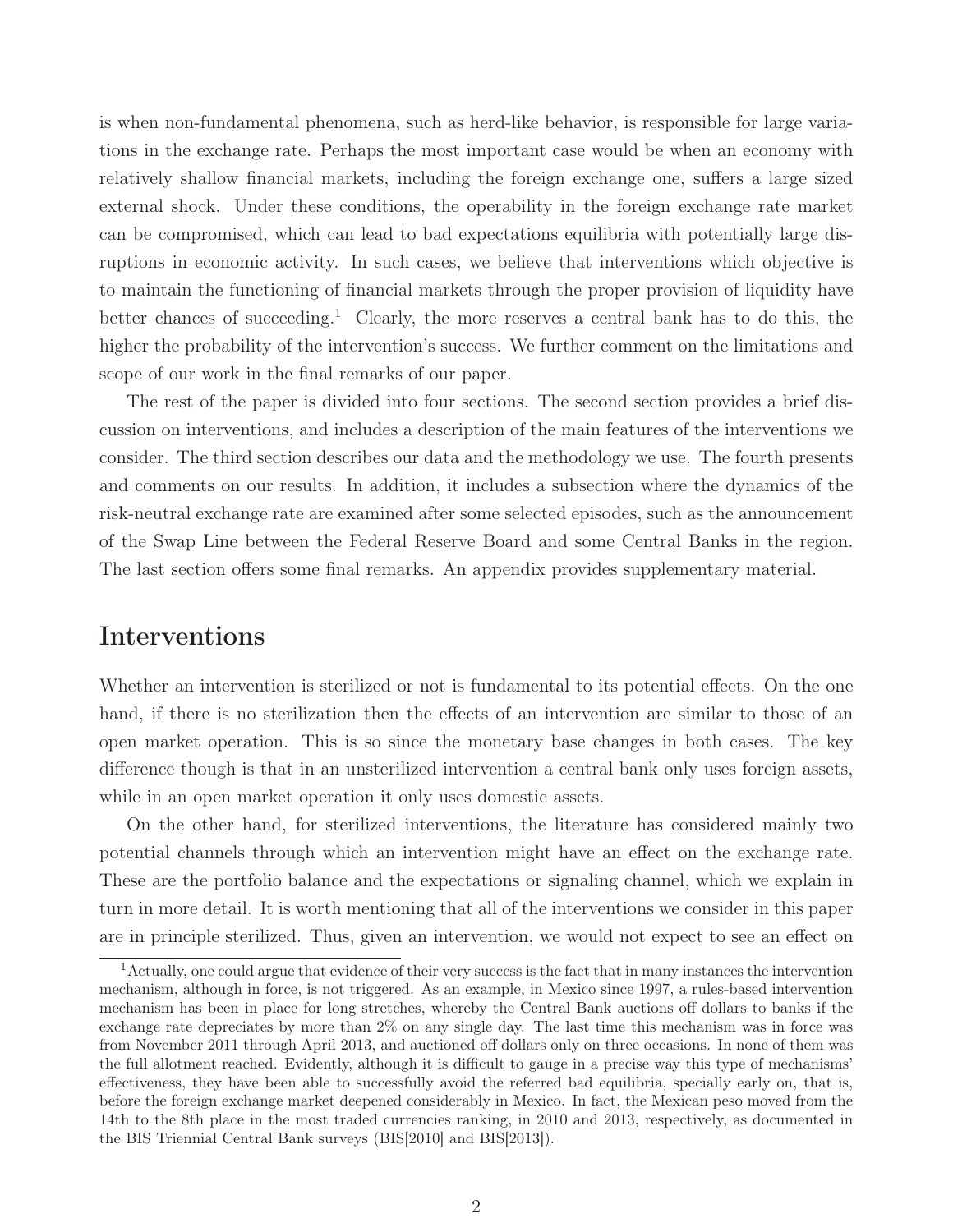is when non-fundamental phenomena, such as herd-like behavior, is responsible for large variations in the exchange rate. Perhaps the most important case would be when an economy with relatively shallow financial markets, including the foreign exchange one, suffers a large sized external shock. Under these conditions, the operability in the foreign exchange rate market can be compromised, which can lead to bad expectations equilibria with potentially large disruptions in economic activity. In such cases, we believe that interventions which objective is to maintain the functioning of financial markets through the proper provision of liquidity have better chances of succeeding.[1] Clearly, the more reserves a central bank has to do this, the higher the probability of the intervention's success. We further comment on the limitations and scope of our work in the final remarks of our paper.

The rest of the paper is divided into four sections. The second section provides a brief discussion on interventions, and includes a description of the main features of the interventions we consider. The third section describes our data and the methodology we use. The fourth presents and comments on our results. In addition, it includes a subsection where the dynamics of the risk-neutral exchange rate are examined after some selected episodes, such as the announcement of the Swap Line between the Federal Reserve Board and some Central Banks in the region. The last section offers some final remarks. An appendix provides supplementary material.

# Interventions

Whether an intervention is sterilized or not is fundamental to its potential effects. On the one hand, if there is no sterilization then the effects of an intervention are similar to those of an open market operation. This is so since the monetary base changes in both cases. The key difference though is that in an unsterilized intervention a central bank only uses foreign assets, while in an open market operation it only uses domestic assets.

On the other hand, for sterilized interventions, the literature has considered mainly two potential channels through which an intervention might have an effect on the exchange rate. These are the portfolio balance and the expectations or signaling channel, which we explain in turn in more detail. It is worth mentioning that all of the interventions we consider in this paper are in principle sterilized. Thus, given an intervention, we would not expect to see an effect on

[1] Actually, one could argue that evidence of their very success is the fact that in many instances the intervention mechanism, although in force, is not triggered. As an example, in Mexico since 1997, a rules-based intervention mechanism has been in place for long stretches, whereby the Central Bank auctions off dollars to banks if the exchange rate depreciates by more than 2% on any single day. The last time this mechanism was in force was from November 2011 through April 2013, and auctioned off dollars only on three occasions. In none of them was the full allotment reached. Evidently, although it is difficult to gauge in a precise way this type of mechanisms' effectiveness, they have been able to successfully avoid the referred bad equilibria, specially early on, that is, before the foreign exchange market deepened considerably in Mexico. In fact, the Mexican peso moved from the 14th to the 8th place in the most traded currencies ranking, in 2010 and 2013, respectively, as documented in the BIS Triennial Central Bank surveys (BIS[2010] and BIS[2013]).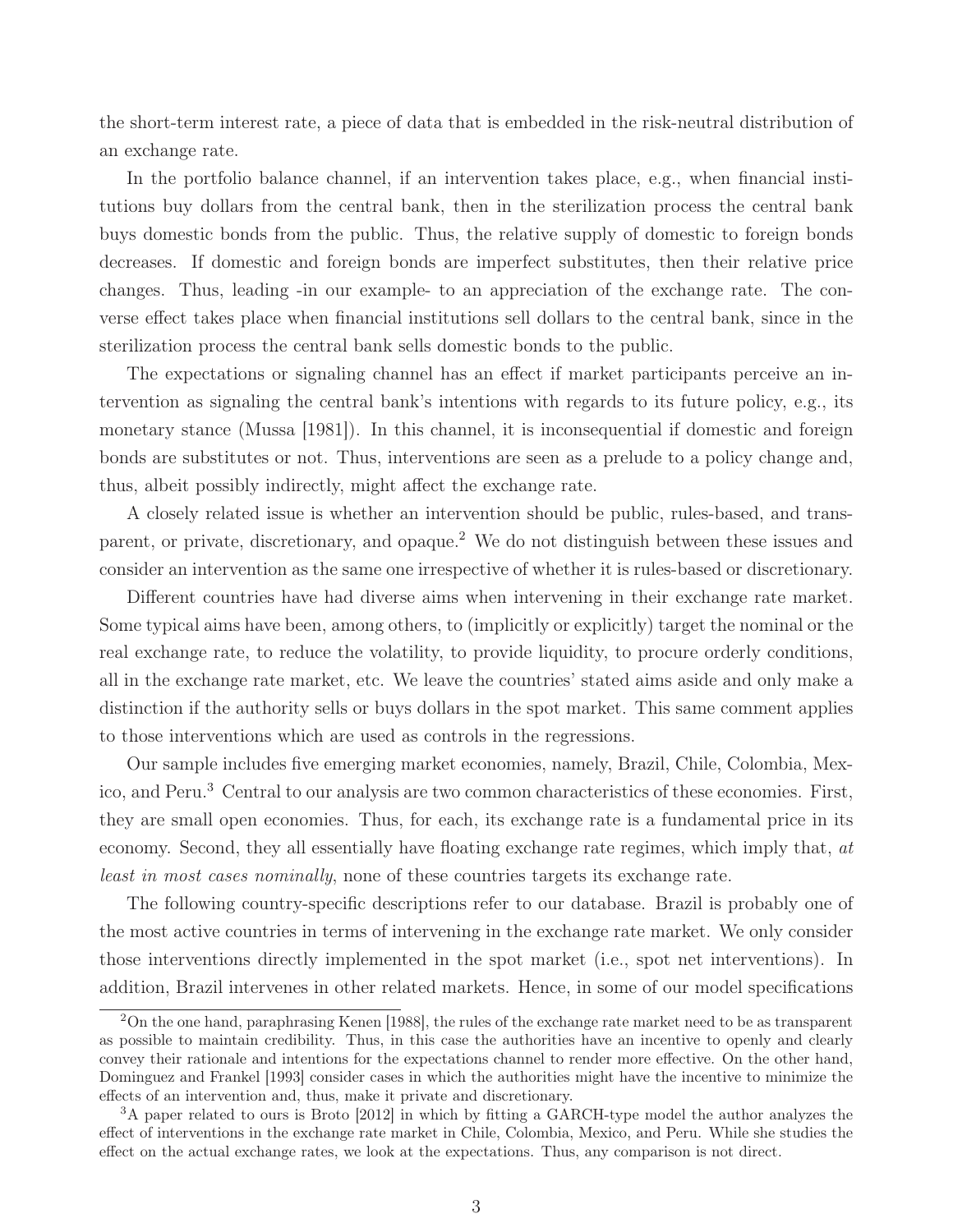the short-term interest rate, a piece of data that is embedded in the risk-neutral distribution of an exchange rate.

In the portfolio balance channel, if an intervention takes place, e.g., when financial institutions buy dollars from the central bank, then in the sterilization process the central bank buys domestic bonds from the public. Thus, the relative supply of domestic to foreign bonds decreases. If domestic and foreign bonds are imperfect substitutes, then their relative price changes. Thus, leading -in our example- to an appreciation of the exchange rate. The converse effect takes place when financial institutions sell dollars to the central bank, since in the sterilization process the central bank sells domestic bonds to the public.

The expectations or signaling channel has an effect if market participants perceive an intervention as signaling the central bank's intentions with regards to its future policy, e.g., its monetary stance (Mussa [1981]). In this channel, it is inconsequential if domestic and foreign bonds are substitutes or not. Thus, interventions are seen as a prelude to a policy change and, thus, albeit possibly indirectly, might affect the exchange rate.

A closely related issue is whether an intervention should be public, rules-based, and transparent, or private, discretionary, and opaque.[2] We do not distinguish between these issues and consider an intervention as the same one irrespective of whether it is rules-based or discretionary.

Different countries have had diverse aims when intervening in their exchange rate market. Some typical aims have been, among others, to (implicitly or explicitly) target the nominal or the real exchange rate, to reduce the volatility, to provide liquidity, to procure orderly conditions, all in the exchange rate market, etc. We leave the countries' stated aims aside and only make a distinction if the authority sells or buys dollars in the spot market. This same comment applies to those interventions which are used as controls in the regressions.

Our sample includes five emerging market economies, namely, Brazil, Chile, Colombia, Mexico, and Peru.[3] Central to our analysis are two common characteristics of these economies. First, they are small open economies. Thus, for each, its exchange rate is a fundamental price in its economy. Second, they all essentially have floating exchange rate regimes, which imply that, *at least in most cases nominally*, none of these countries targets its exchange rate.

The following country-specific descriptions refer to our database. Brazil is probably one of the most active countries in terms of intervening in the exchange rate market. We only consider those interventions directly implemented in the spot market (i.e., spot net interventions). In addition, Brazil intervenes in other related markets. Hence, in some of our model specifications

---

[2] On the one hand, paraphrasing Kenen [1988], the rules of the exchange rate market need to be as transparent as possible to maintain credibility. Thus, in this case the authorities have an incentive to openly and clearly convey their rationale and intentions for the expectations channel to render more effective. On the other hand, Dominguez and Frankel [1993] consider cases in which the authorities might have the incentive to minimize the effects of an intervention and, thus, make it private and discretionary.

[3] A paper related to ours is Broto [2012] in which by fitting a GARCH-type model the author analyzes the effect of interventions in the exchange rate market in Chile, Colombia, Mexico, and Peru. While she studies the effect on the actual exchange rates, we look at the expectations. Thus, any comparison is not direct.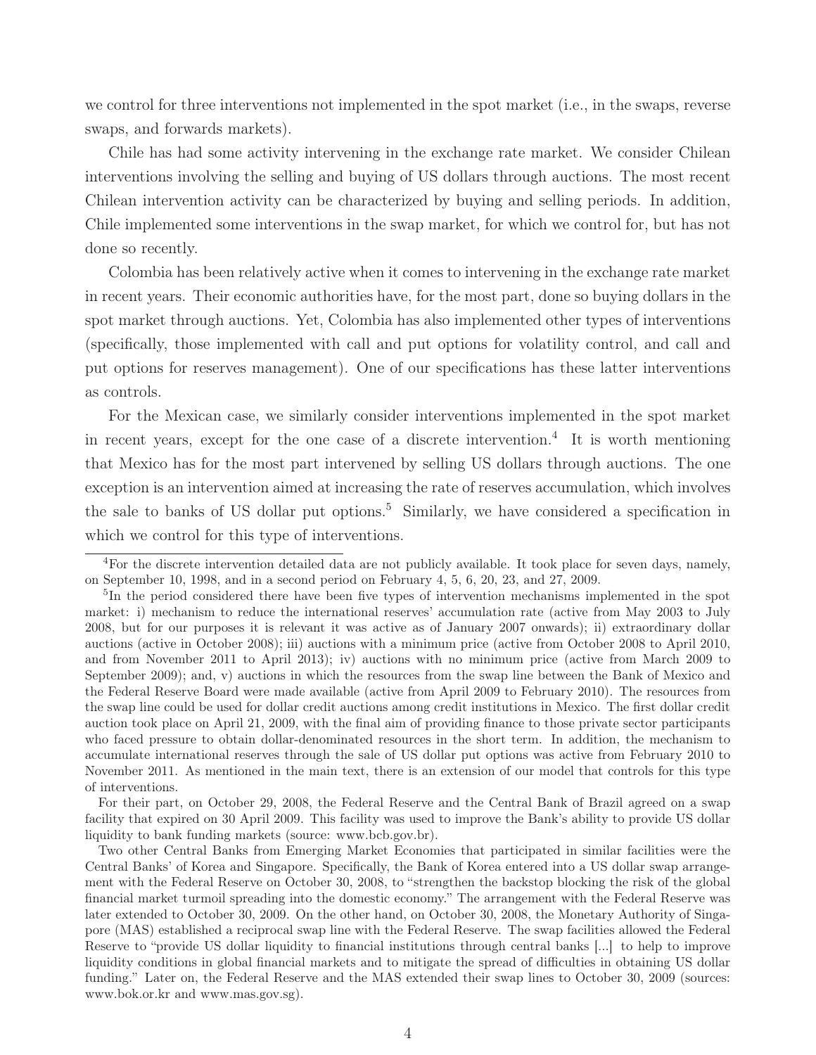we control for three interventions not implemented in the spot market (i.e., in the swaps, reverse swaps, and forwards markets).

Chile has had some activity intervening in the exchange rate market. We consider Chilean interventions involving the selling and buying of US dollars through auctions. The most recent Chilean intervention activity can be characterized by buying and selling periods. In addition, Chile implemented some interventions in the swap market, for which we control for, but has not done so recently.

Colombia has been relatively active when it comes to intervening in the exchange rate market in recent years. Their economic authorities have, for the most part, done so buying dollars in the spot market through auctions. Yet, Colombia has also implemented other types of interventions (specifically, those implemented with call and put options for volatility control, and call and put options for reserves management). One of our specifications has these latter interventions as controls.

For the Mexican case, we similarly consider interventions implemented in the spot market in recent years, except for the one case of a discrete intervention.[4] It is worth mentioning that Mexico has for the most part intervened by selling US dollars through auctions. The one exception is an intervention aimed at increasing the rate of reserves accumulation, which involves the sale to banks of US dollar put options.[5] Similarly, we have considered a specification in which we control for this type of interventions.

[4] For the discrete intervention detailed data are not publicly available. It took place for seven days, namely, on September 10, 1998, and in a second period on February 4, 5, 6, 20, 23, and 27, 2009.

[5] In the period considered there have been five types of intervention mechanisms implemented in the spot market: i) mechanism to reduce the international reserves' accumulation rate (active from May 2003 to July 2008, but for our purposes it is relevant it was active as of January 2007 onwards); ii) extraordinary dollar auctions (active in October 2008); iii) auctions with a minimum price (active from October 2008 to April 2010, and from November 2011 to April 2013); iv) auctions with no minimum price (active from March 2009 to September 2009); and, v) auctions in which the resources from the swap line between the Bank of Mexico and the Federal Reserve Board were made available (active from April 2009 to February 2010). The resources from the swap line could be used for dollar credit auctions among credit institutions in Mexico. The first dollar credit auction took place on April 21, 2009, with the final aim of providing finance to those private sector participants who faced pressure to obtain dollar-denominated resources in the short term. In addition, the mechanism to accumulate international reserves through the sale of US dollar put options was active from February 2010 to November 2011. As mentioned in the main text, there is an extension of our model that controls for this type of interventions.

For their part, on October 29, 2008, the Federal Reserve and the Central Bank of Brazil agreed on a swap facility that expired on 30 April 2009. This facility was used to improve the Bank's ability to provide US dollar liquidity to bank funding markets (source: www.bcb.gov.br).

Two other Central Banks from Emerging Market Economies that participated in similar facilities were the Central Banks' of Korea and Singapore. Specifically, the Bank of Korea entered into a US dollar swap arrangement with the Federal Reserve on October 30, 2008, to "strengthen the backstop blocking the risk of the global financial market turmoil spreading into the domestic economy." The arrangement with the Federal Reserve was later extended to October 30, 2009. On the other hand, on October 30, 2008, the Monetary Authority of Singapore (MAS) established a reciprocal swap line with the Federal Reserve. The swap facilities allowed the Federal Reserve to "provide US dollar liquidity to financial institutions through central banks [...] to help to improve liquidity conditions in global financial markets and to mitigate the spread of difficulties in obtaining US dollar funding." Later on, the Federal Reserve and the MAS extended their swap lines to October 30, 2009 (sources: www.bok.or.kr and www.mas.gov.sg).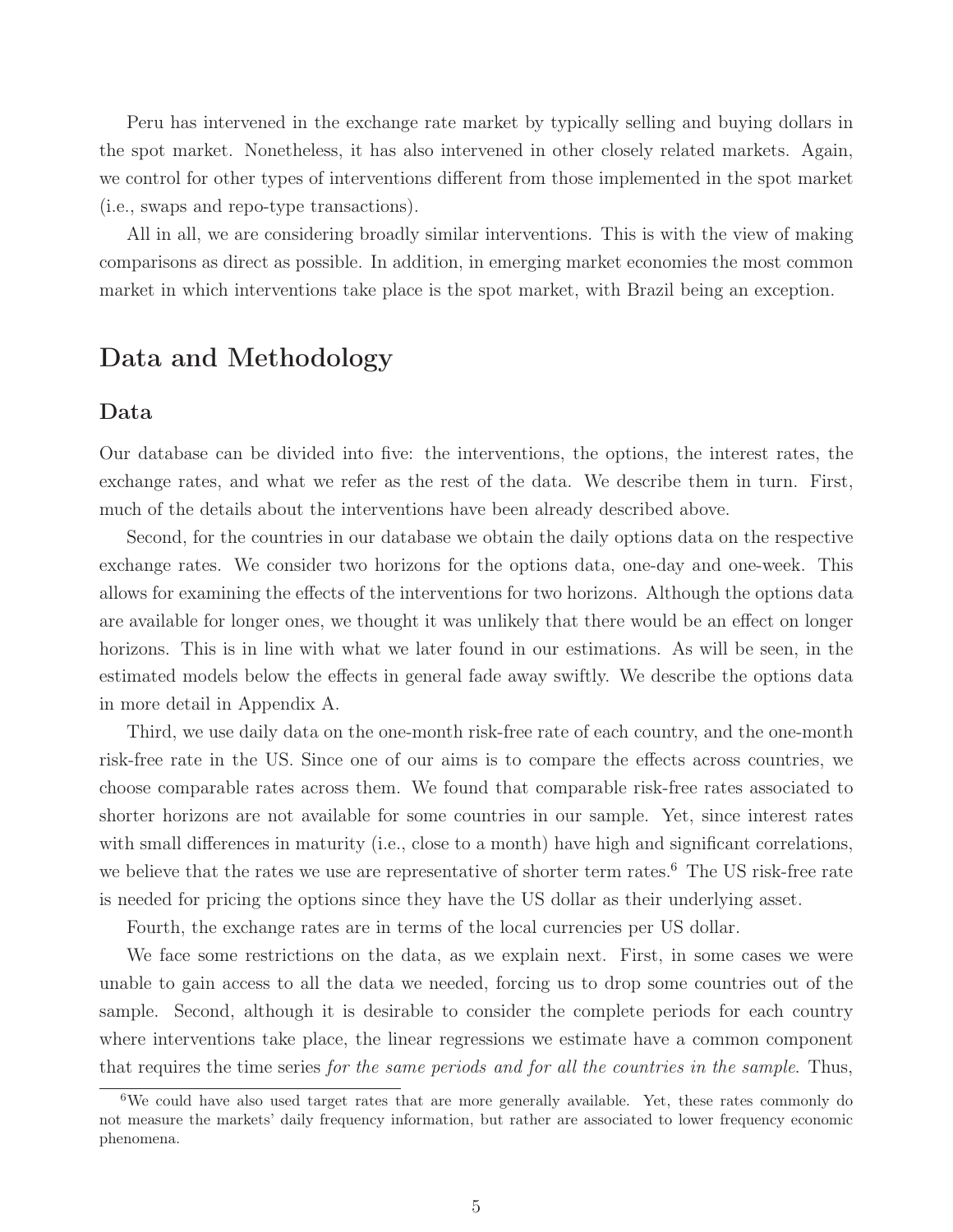Peru has intervened in the exchange rate market by typically selling and buying dollars in the spot market. Nonetheless, it has also intervened in other closely related markets. Again, we control for other types of interventions different from those implemented in the spot market (i.e., swaps and repo-type transactions).

All in all, we are considering broadly similar interventions. This is with the view of making comparisons as direct as possible. In addition, in emerging market economies the most common market in which interventions take place is the spot market, with Brazil being an exception.

# Data and Methodology

## Data

Our database can be divided into five: the interventions, the options, the interest rates, the exchange rates, and what we refer as the rest of the data. We describe them in turn. First, much of the details about the interventions have been already described above.

Second, for the countries in our database we obtain the daily options data on the respective exchange rates. We consider two horizons for the options data, one-day and one-week. This allows for examining the effects of the interventions for two horizons. Although the options data are available for longer ones, we thought it was unlikely that there would be an effect on longer horizons. This is in line with what we later found in our estimations. As will be seen, in the estimated models below the effects in general fade away swiftly. We describe the options data in more detail in Appendix A.

Third, we use daily data on the one-month risk-free rate of each country, and the one-month risk-free rate in the US. Since one of our aims is to compare the effects across countries, we choose comparable rates across them. We found that comparable risk-free rates associated to shorter horizons are not available for some countries in our sample. Yet, since interest rates with small differences in maturity (i.e., close to a month) have high and significant correlations, we believe that the rates we use are representative of shorter term rates.[6] The US risk-free rate is needed for pricing the options since they have the US dollar as their underlying asset.

Fourth, the exchange rates are in terms of the local currencies per US dollar.

We face some restrictions on the data, as we explain next. First, in some cases we were unable to gain access to all the data we needed, forcing us to drop some countries out of the sample. Second, although it is desirable to consider the complete periods for each country where interventions take place, the linear regressions we estimate have a common component that requires the time series *for the same periods and for all the countries in the sample*. Thus,

[6] We could have also used target rates that are more generally available. Yet, these rates commonly do not measure the markets' daily frequency information, but rather are associated to lower frequency economic phenomena.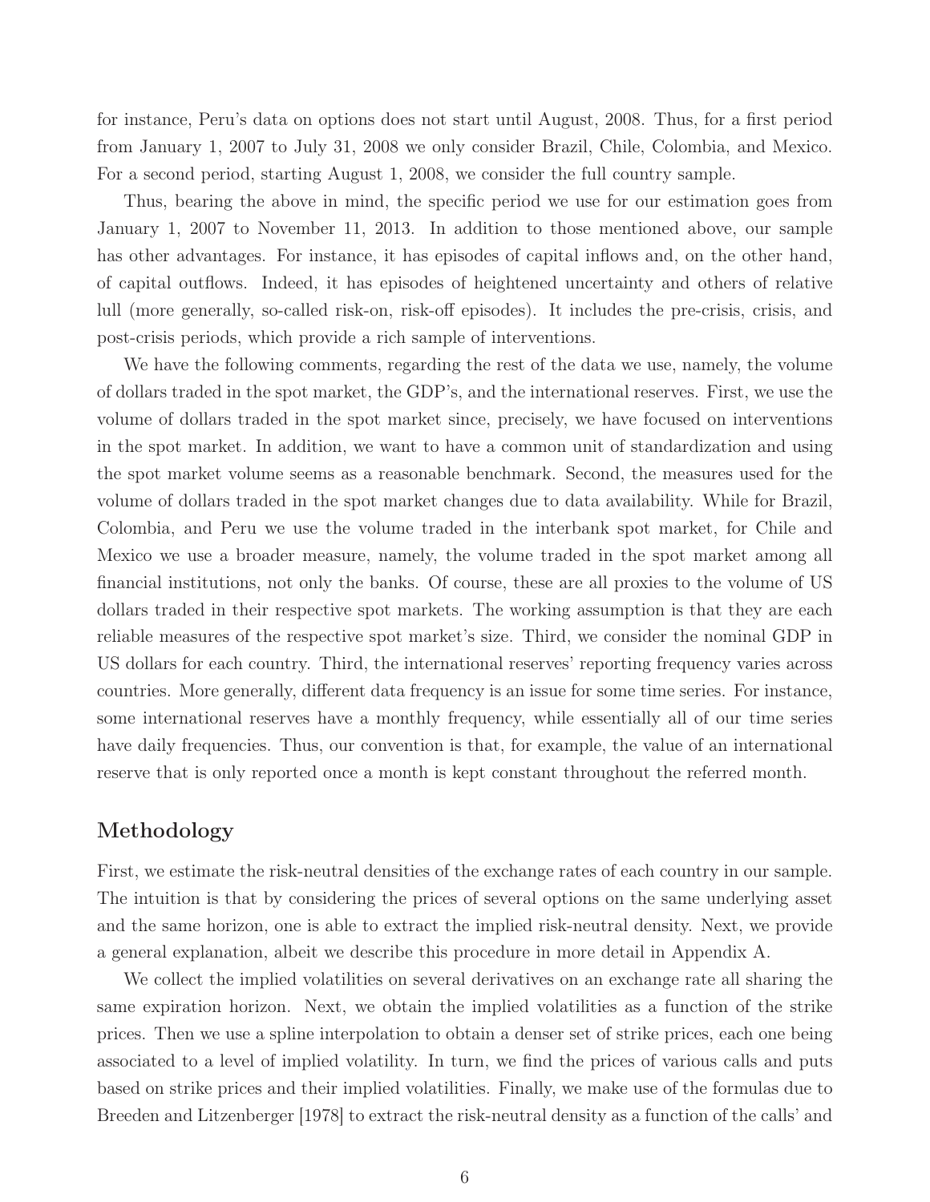for instance, Peru's data on options does not start until August, 2008. Thus, for a first period from January 1, 2007 to July 31, 2008 we only consider Brazil, Chile, Colombia, and Mexico. For a second period, starting August 1, 2008, we consider the full country sample.

Thus, bearing the above in mind, the specific period we use for our estimation goes from January 1, 2007 to November 11, 2013. In addition to those mentioned above, our sample has other advantages. For instance, it has episodes of capital inflows and, on the other hand, of capital outflows. Indeed, it has episodes of heightened uncertainty and others of relative lull (more generally, so-called risk-on, risk-off episodes). It includes the pre-crisis, crisis, and post-crisis periods, which provide a rich sample of interventions.

We have the following comments, regarding the rest of the data we use, namely, the volume of dollars traded in the spot market, the GDP's, and the international reserves. First, we use the volume of dollars traded in the spot market since, precisely, we have focused on interventions in the spot market. In addition, we want to have a common unit of standardization and using the spot market volume seems as a reasonable benchmark. Second, the measures used for the volume of dollars traded in the spot market changes due to data availability. While for Brazil, Colombia, and Peru we use the volume traded in the interbank spot market, for Chile and Mexico we use a broader measure, namely, the volume traded in the spot market among all financial institutions, not only the banks. Of course, these are all proxies to the volume of US dollars traded in their respective spot markets. The working assumption is that they are each reliable measures of the respective spot market's size. Third, we consider the nominal GDP in US dollars for each country. Third, the international reserves' reporting frequency varies across countries. More generally, different data frequency is an issue for some time series. For instance, some international reserves have a monthly frequency, while essentially all of our time series have daily frequencies. Thus, our convention is that, for example, the value of an international reserve that is only reported once a month is kept constant throughout the referred month.

## Methodology

First, we estimate the risk-neutral densities of the exchange rates of each country in our sample. The intuition is that by considering the prices of several options on the same underlying asset and the same horizon, one is able to extract the implied risk-neutral density. Next, we provide a general explanation, albeit we describe this procedure in more detail in Appendix A.

We collect the implied volatilities on several derivatives on an exchange rate all sharing the same expiration horizon. Next, we obtain the implied volatilities as a function of the strike prices. Then we use a spline interpolation to obtain a denser set of strike prices, each one being associated to a level of implied volatility. In turn, we find the prices of various calls and puts based on strike prices and their implied volatilities. Finally, we make use of the formulas due to Breeden and Litzenberger [1978] to extract the risk-neutral density as a function of the calls' and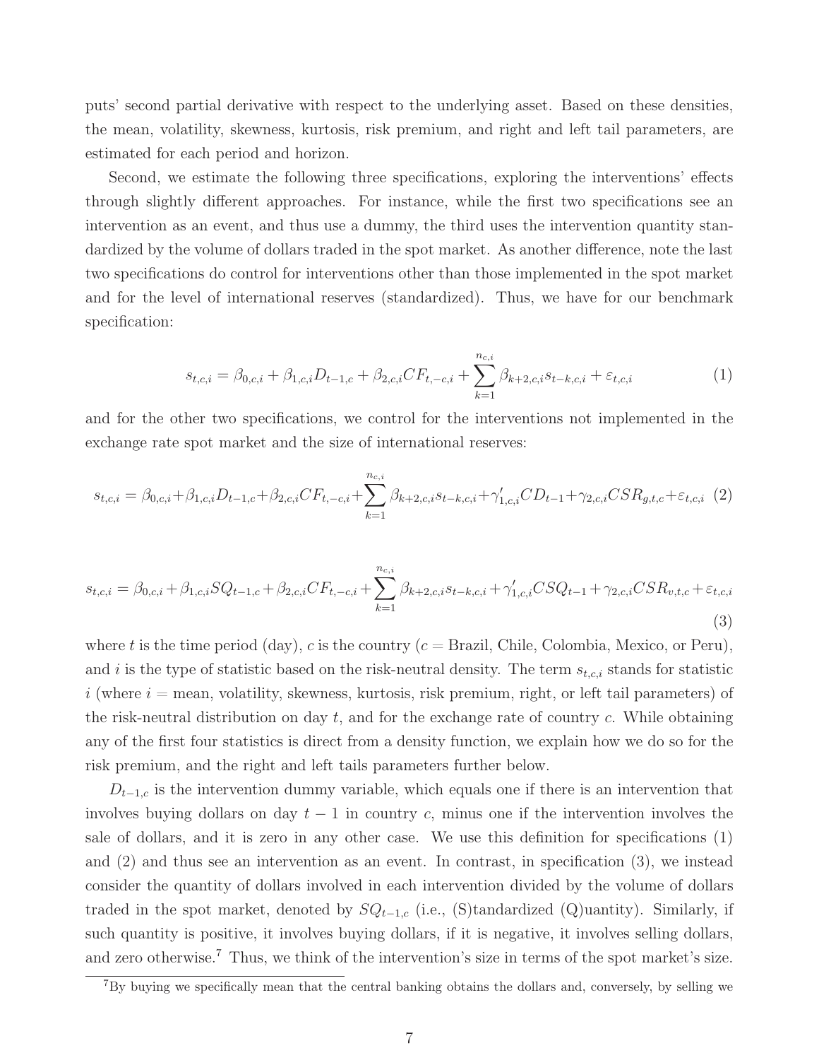puts' second partial derivative with respect to the underlying asset. Based on these densities, the mean, volatility, skewness, kurtosis, risk premium, and right and left tail parameters, are estimated for each period and horizon.

Second, we estimate the following three specifications, exploring the interventions' effects through slightly different approaches. For instance, while the first two specifications see an intervention as an event, and thus use a dummy, the third uses the intervention quantity standardized by the volume of dollars traded in the spot market. As another difference, note the last two specifications do control for interventions other than those implemented in the spot market and for the level of international reserves (standardized). Thus, we have for our benchmark specification:

$$s_{t,c,i} = \beta_{0,c,i} + \beta_{1,c,i} D_{t-1,c} + \beta_{2,c,i} CF_{t,-c,i} + \sum_{k=1}^{n_{c,i}} \beta_{k+2,c,i} s_{t-k,c,i} + \varepsilon_{t,c,i} \tag{1}$$

and for the other two specifications, we control for the interventions not implemented in the exchange rate spot market and the size of international reserves:

$$s_{t,c,i} = \beta_{0,c,i} + \beta_{1,c,i} D_{t-1,c} + \beta_{2,c,i} CF_{t,-c,i} + \sum_{k=1}^{n_{c,i}} \beta_{k+2,c,i} s_{t-k,c,i} + \gamma_{1,c,i}' CD_{t-1} + \gamma_{2,c,i} CSR_{g,t,c} + \varepsilon_{t,c,i} \tag{2}$$

$$s_{t,c,i} = \beta_{0,c,i} + \beta_{1,c,i} SQ_{t-1,c} + \beta_{2,c,i} CF_{t,-c,i} + \sum_{k=1}^{n_{c,i}} \beta_{k+2,c,i} s_{t-k,c,i} + \gamma_{1,c,i}' CSQ_{t-1} + \gamma_{2,c,i} CSR_{v,t,c} + \varepsilon_{t,c,i} \tag{3}$$

where $t$ is the time period (day), $c$ is the country ($c$ = Brazil, Chile, Colombia, Mexico, or Peru), and $i$ is the type of statistic based on the risk-neutral density. The term $s_{t,c,i}$ stands for statistic $i$ (where $i$ = mean, volatility, skewness, kurtosis, risk premium, right, or left tail parameters) of the risk-neutral distribution on day $t$, and for the exchange rate of country $c$. While obtaining any of the first four statistics is direct from a density function, we explain how we do so for the risk premium, and the right and left tails parameters further below.

$D_{t-1,c}$ is the intervention dummy variable, which equals one if there is an intervention that involves buying dollars on day $t-1$ in country $c$, minus one if the intervention involves the sale of dollars, and it is zero in any other case. We use this definition for specifications (1) and (2) and thus see an intervention as an event. In contrast, in specification (3), we instead consider the quantity of dollars involved in each intervention divided by the volume of dollars traded in the spot market, denoted by $SQ_{t-1,c}$ (i.e., (S)tandardized (Q)uantity). Similarly, if such quantity is positive, it involves buying dollars, if it is negative, it involves selling dollars, and zero otherwise.[7] Thus, we think of the intervention's size in terms of the spot market's size.

[7]By buying we specifically mean that the central banking obtains the dollars and, conversely, by selling we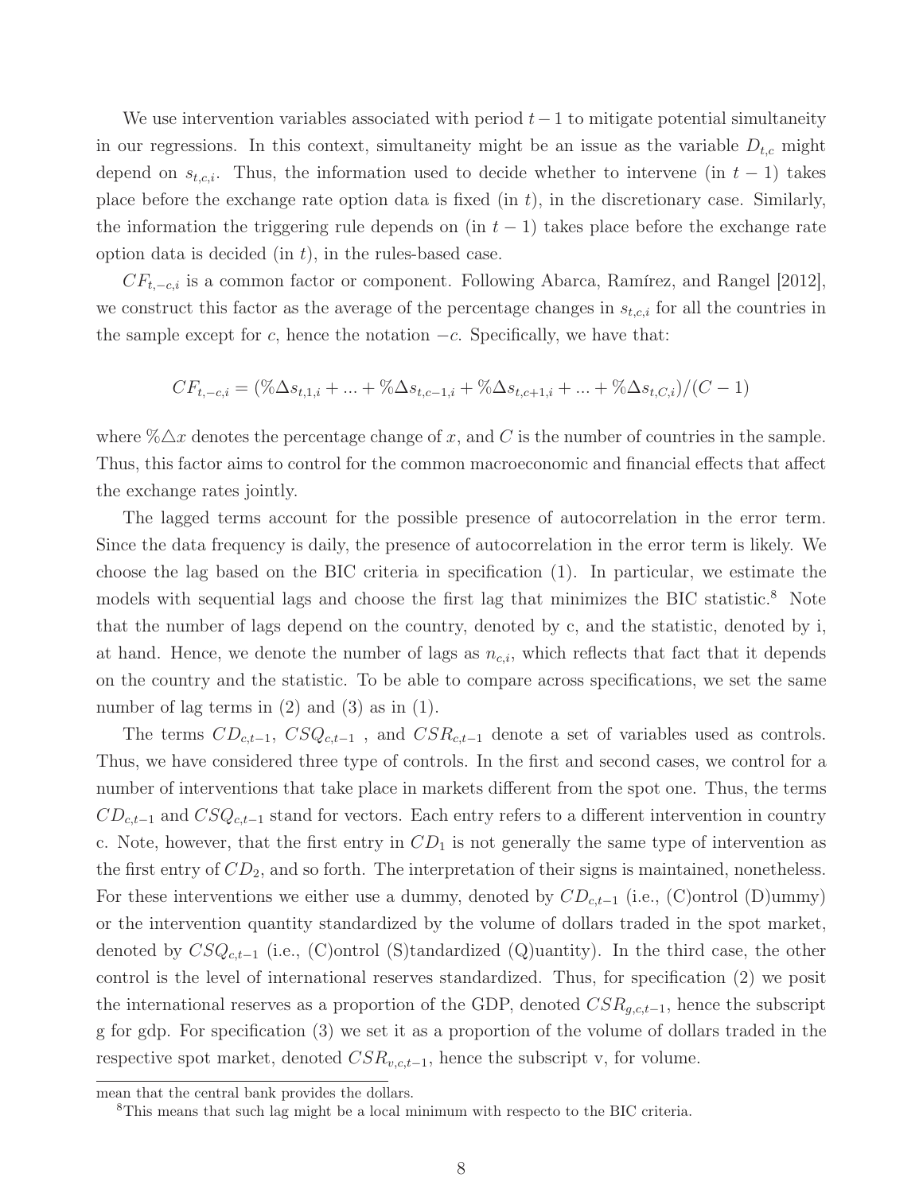We use intervention variables associated with period $t-1$ to mitigate potential simultaneity in our regressions. In this context, simultaneity might be an issue as the variable $D_{t,c}$ might depend on $s_{t,c,i}$. Thus, the information used to decide whether to intervene (in $t-1$) takes place before the exchange rate option data is fixed (in $t$), in the discretionary case. Similarly, the information the triggering rule depends on (in $t-1$) takes place before the exchange rate option data is decided (in $t$), in the rules-based case.

$CF_{t,-c,i}$ is a common factor or component. Following Abarca, Ramírez, and Rangel [2012], we construct this factor as the average of the percentage changes in $s_{t,c,i}$ for all the countries in the sample except for $c$, hence the notation $-c$. Specifically, we have that:

$$CF_{t,-c,i} = (\%\Delta s_{t,1,i} + ... + \%\Delta s_{t,c-1,i} + \%\Delta s_{t,c+1,i} + ... + \%\Delta s_{t,C,i})/(C-1)$$

where $\%\triangle x$ denotes the percentage change of $x$, and $C$ is the number of countries in the sample. Thus, this factor aims to control for the common macroeconomic and financial effects that affect the exchange rates jointly.

The lagged terms account for the possible presence of autocorrelation in the error term. Since the data frequency is daily, the presence of autocorrelation in the error term is likely. We choose the lag based on the BIC criteria in specification (1). In particular, we estimate the models with sequential lags and choose the first lag that minimizes the BIC statistic.[8] Note that the number of lags depend on the country, denoted by c, and the statistic, denoted by i, at hand. Hence, we denote the number of lags as $n_{c,i}$, which reflects that fact that it depends on the country and the statistic. To be able to compare across specifications, we set the same number of lag terms in (2) and (3) as in (1).

The terms $CD_{c,t-1}$, $CSQ_{c,t-1}$ , and $CSR_{c,t-1}$ denote a set of variables used as controls. Thus, we have considered three type of controls. In the first and second cases, we control for a number of interventions that take place in markets different from the spot one. Thus, the terms $CD_{c,t-1}$ and $CSQ_{c,t-1}$ stand for vectors. Each entry refers to a different intervention in country c. Note, however, that the first entry in $CD_1$ is not generally the same type of intervention as the first entry of $CD_2$, and so forth. The interpretation of their signs is maintained, nonetheless. For these interventions we either use a dummy, denoted by $CD_{c,t-1}$ (i.e., (C)ontrol (D)ummy) or the intervention quantity standardized by the volume of dollars traded in the spot market, denoted by $CSQ_{c,t-1}$ (i.e., (C)ontrol (S)tandardized (Q)uantity). In the third case, the other control is the level of international reserves standardized. Thus, for specification (2) we posit the international reserves as a proportion of the GDP, denoted $CSR_{g,c,t-1}$, hence the subscript g for gdp. For specification (3) we set it as a proportion of the volume of dollars traded in the respective spot market, denoted $CSR_{v,c,t-1}$, hence the subscript v, for volume.

mean that the central bank provides the dollars.

[8]This means that such lag might be a local minimum with respecto to the BIC criteria.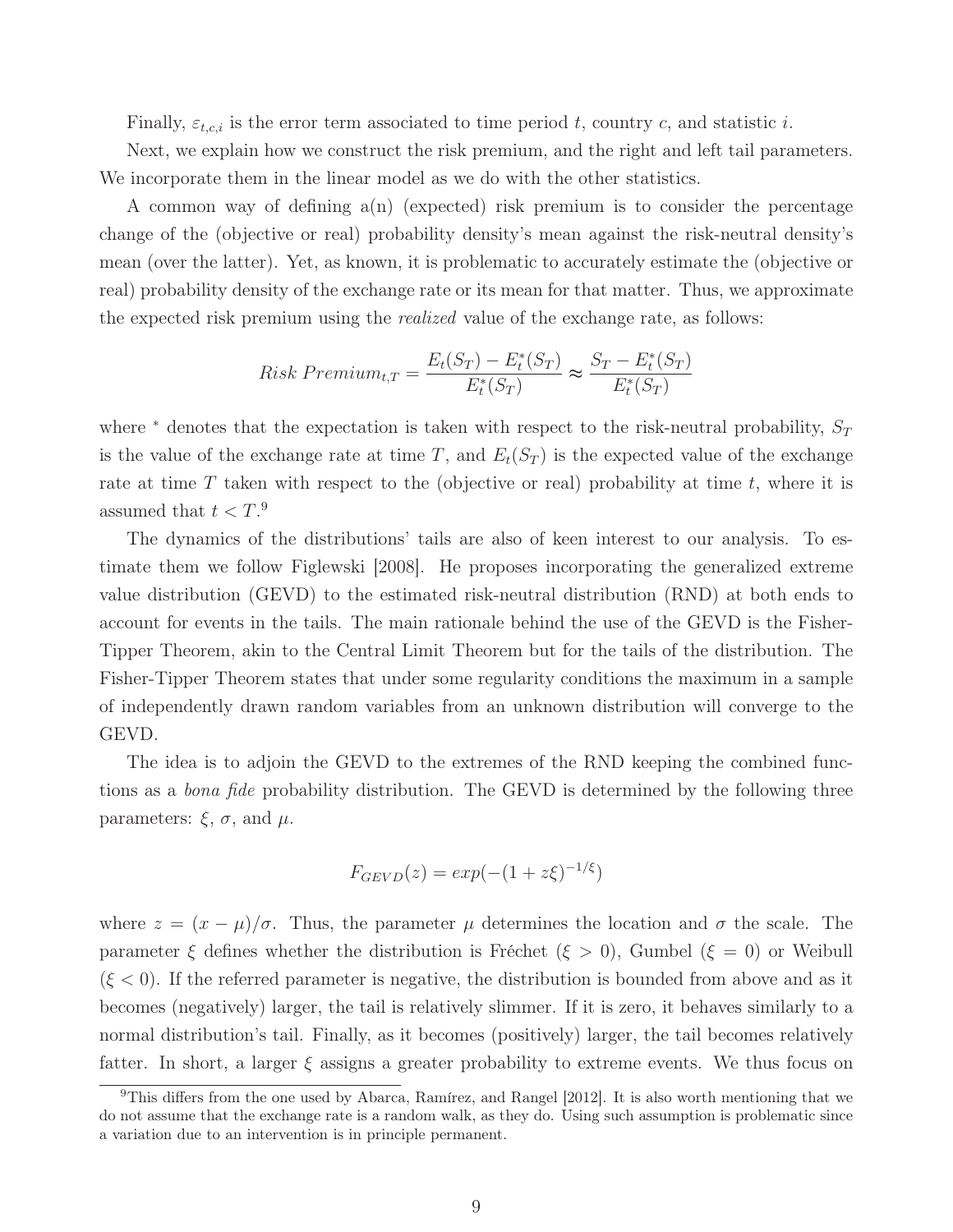Finally, $\varepsilon_{t,c,i}$ is the error term associated to time period $t$, country $c$, and statistic $i$.

Next, we explain how we construct the risk premium, and the right and left tail parameters. We incorporate them in the linear model as we do with the other statistics.

A common way of defining a(n) (expected) risk premium is to consider the percentage change of the (objective or real) probability density's mean against the risk-neutral density's mean (over the latter). Yet, as known, it is problematic to accurately estimate the (objective or real) probability density of the exchange rate or its mean for that matter. Thus, we approximate the expected risk premium using the *realized* value of the exchange rate, as follows:

$$Risk\ Premium_{t,T} = \frac{E_t(S_T) - E_t^*(S_T)}{E_t^*(S_T)} \approx \frac{S_T - E_t^*(S_T)}{E_t^*(S_T)}$$

where $^*$ denotes that the expectation is taken with respect to the risk-neutral probability, $S_T$ is the value of the exchange rate at time $T$, and $E_t(S_T)$ is the expected value of the exchange rate at time $T$ taken with respect to the (objective or real) probability at time $t$, where it is assumed that $t < T$.[9]

The dynamics of the distributions' tails are also of keen interest to our analysis. To estimate them we follow Figlewski [2008]. He proposes incorporating the generalized extreme value distribution (GEVD) to the estimated risk-neutral distribution (RND) at both ends to account for events in the tails. The main rationale behind the use of the GEVD is the Fisher-Tipper Theorem, akin to the Central Limit Theorem but for the tails of the distribution. The Fisher-Tipper Theorem states that under some regularity conditions the maximum in a sample of independently drawn random variables from an unknown distribution will converge to the GEVD.

The idea is to adjoin the GEVD to the extremes of the RND keeping the combined functions as a *bona fide* probability distribution. The GEVD is determined by the following three parameters: $\xi$, $\sigma$, and $\mu$.

$$F_{GEVD}(z) = exp(-(1 + z\xi)^{-1/\xi})$$

where $z = (x - \mu)/\sigma$. Thus, the parameter $\mu$ determines the location and $\sigma$ the scale. The parameter $\xi$ defines whether the distribution is Fréchet ($\xi > 0$), Gumbel ($\xi = 0$) or Weibull ($\xi < 0$). If the referred parameter is negative, the distribution is bounded from above and as it becomes (negatively) larger, the tail is relatively slimmer. If it is zero, it behaves similarly to a normal distribution's tail. Finally, as it becomes (positively) larger, the tail becomes relatively fatter. In short, a larger $\xi$ assigns a greater probability to extreme events. We thus focus on

[9] This differs from the one used by Abarca, Ramírez, and Rangel [2012]. It is also worth mentioning that we do not assume that the exchange rate is a random walk, as they do. Using such assumption is problematic since a variation due to an intervention is in principle permanent.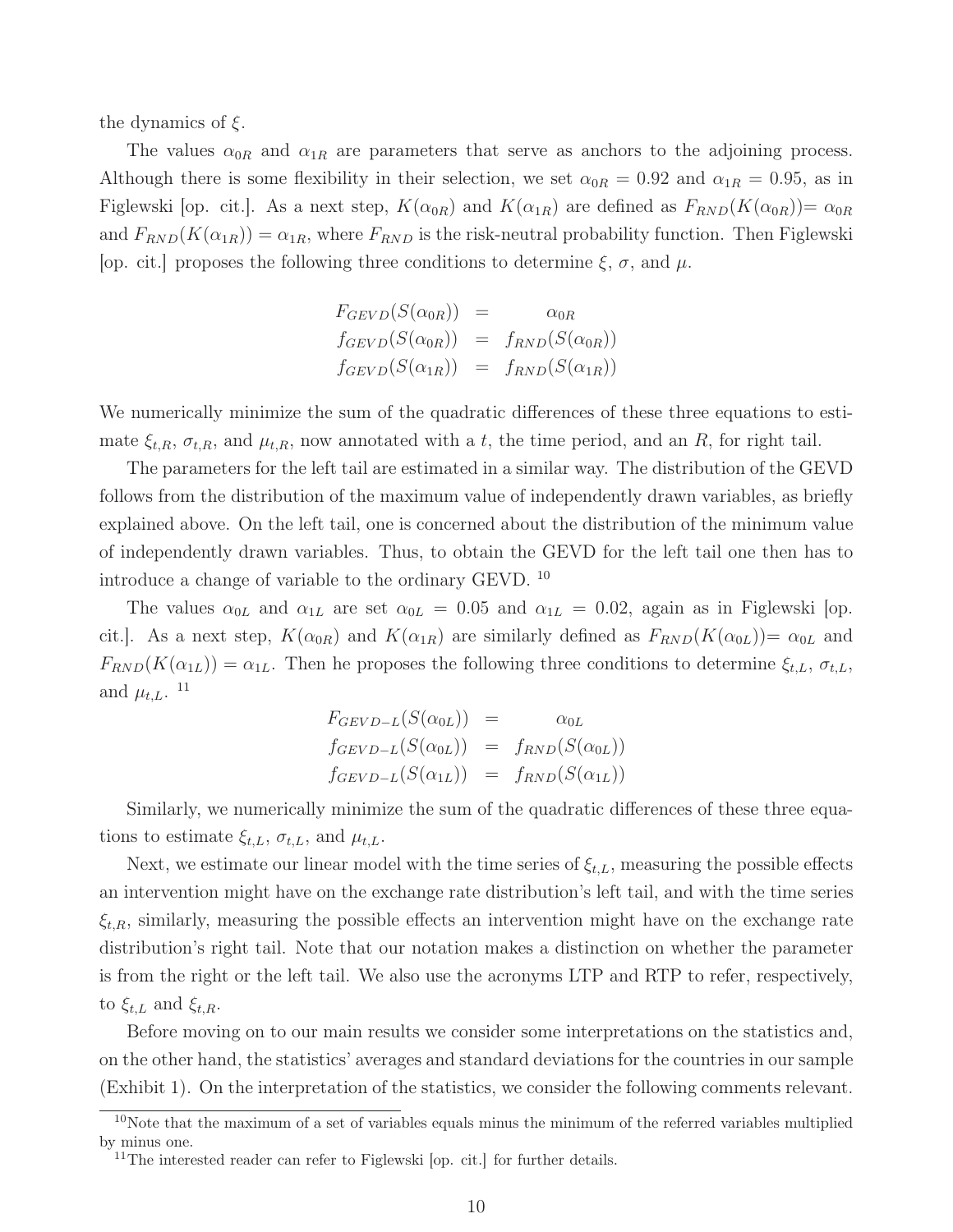the dynamics of $\xi$.

The values $\alpha_{0R}$ and $\alpha_{1R}$ are parameters that serve as anchors to the adjoining process. Although there is some flexibility in their selection, we set $\alpha_{0R} = 0.92$ and $\alpha_{1R} = 0.95$, as in Figlewski [op. cit.]. As a next step, $K(\alpha_{0R})$ and $K(\alpha_{1R})$ are defined as $F_{RND}(K(\alpha_{0R}))= \alpha_{0R}$ and $F_{RND}(K(\alpha_{1R})) = \alpha_{1R}$, where $F_{RND}$ is the risk-neutral probability function. Then Figlewski [op. cit.] proposes the following three conditions to determine $\xi$, $\sigma$, and $\mu$.

$$
\begin{aligned}
F_{GEVD}(S(\alpha_{0R})) &= \alpha_{0R} \\
f_{GEVD}(S(\alpha_{0R})) &= f_{RND}(S(\alpha_{0R})) \\
f_{GEVD}(S(\alpha_{1R})) &= f_{RND}(S(\alpha_{1R}))
\end{aligned}
$$

We numerically minimize the sum of the quadratic differences of these three equations to estimate $\xi_{t,R}$, $\sigma_{t,R}$, and $\mu_{t,R}$, now annotated with a $t$, the time period, and an $R$, for right tail.

The parameters for the left tail are estimated in a similar way. The distribution of the GEVD follows from the distribution of the maximum value of independently drawn variables, as briefly explained above. On the left tail, one is concerned about the distribution of the minimum value of independently drawn variables. Thus, to obtain the GEVD for the left tail one then has to introduce a change of variable to the ordinary GEVD. [10]

The values $\alpha_{0L}$ and $\alpha_{1L}$ are set $\alpha_{0L} = 0.05$ and $\alpha_{1L} = 0.02$, again as in Figlewski [op. cit.]. As a next step, $K(\alpha_{0R})$ and $K(\alpha_{1R})$ are similarly defined as $F_{RND}(K(\alpha_{0L}))= \alpha_{0L}$ and $F_{RND}(K(\alpha_{1L})) = \alpha_{1L}$. Then he proposes the following three conditions to determine $\xi_{t,L}$, $\sigma_{t,L}$, and $\mu_{t,L}$. [11]

$$
\begin{aligned}
F_{GEVD-L}(S(\alpha_{0L})) &= \alpha_{0L} \\
f_{GEVD-L}(S(\alpha_{0L})) &= f_{RND}(S(\alpha_{0L})) \\
f_{GEVD-L}(S(\alpha_{1L})) &= f_{RND}(S(\alpha_{1L}))
\end{aligned}
$$

Similarly, we numerically minimize the sum of the quadratic differences of these three equations to estimate $\xi_{t,L}$, $\sigma_{t,L}$, and $\mu_{t,L}$.

Next, we estimate our linear model with the time series of $\xi_{t,L}$, measuring the possible effects an intervention might have on the exchange rate distribution's left tail, and with the time series $\xi_{t,R}$, similarly, measuring the possible effects an intervention might have on the exchange rate distribution's right tail. Note that our notation makes a distinction on whether the parameter is from the right or the left tail. We also use the acronyms LTP and RTP to refer, respectively, to $\xi_{t,L}$ and $\xi_{t,R}$.

Before moving on to our main results we consider some interpretations on the statistics and, on the other hand, the statistics' averages and standard deviations for the countries in our sample (Exhibit 1). On the interpretation of the statistics, we consider the following comments relevant.

[10] Note that the maximum of a set of variables equals minus the minimum of the referred variables multiplied by minus one.

[11] The interested reader can refer to Figlewski [op. cit.] for further details.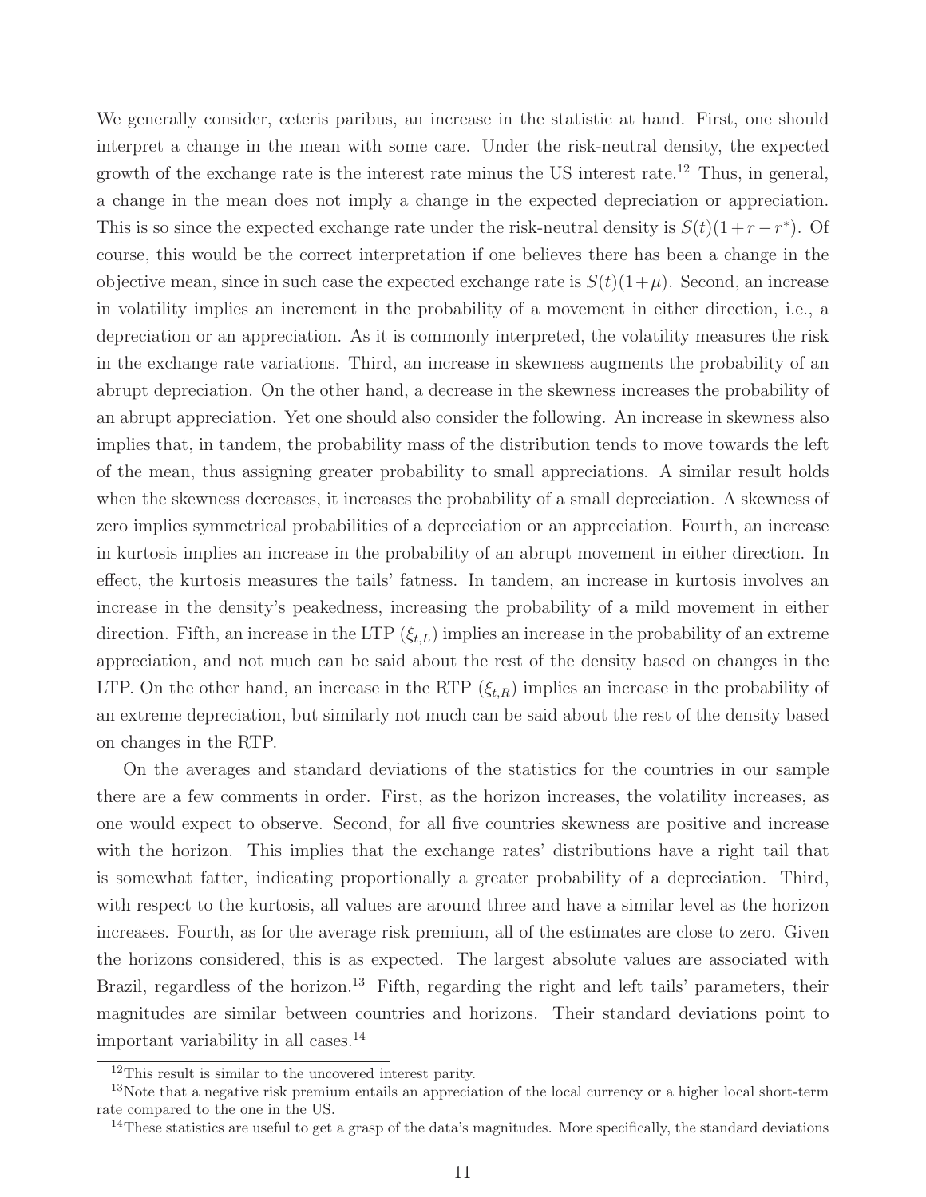We generally consider, ceteris paribus, an increase in the statistic at hand. First, one should interpret a change in the mean with some care. Under the risk-neutral density, the expected growth of the exchange rate is the interest rate minus the US interest rate.[12] Thus, in general, a change in the mean does not imply a change in the expected depreciation or appreciation. This is so since the expected exchange rate under the risk-neutral density is $S(t)(1+r-r^*)$. Of course, this would be the correct interpretation if one believes there has been a change in the objective mean, since in such case the expected exchange rate is $S(t)(1+\mu)$. Second, an increase in volatility implies an increment in the probability of a movement in either direction, i.e., a depreciation or an appreciation. As it is commonly interpreted, the volatility measures the risk in the exchange rate variations. Third, an increase in skewness augments the probability of an abrupt depreciation. On the other hand, a decrease in the skewness increases the probability of an abrupt appreciation. Yet one should also consider the following. An increase in skewness also implies that, in tandem, the probability mass of the distribution tends to move towards the left of the mean, thus assigning greater probability to small appreciations. A similar result holds when the skewness decreases, it increases the probability of a small depreciation. A skewness of zero implies symmetrical probabilities of a depreciation or an appreciation. Fourth, an increase in kurtosis implies an increase in the probability of an abrupt movement in either direction. In effect, the kurtosis measures the tails' fatness. In tandem, an increase in kurtosis involves an increase in the density's peakedness, increasing the probability of a mild movement in either direction. Fifth, an increase in the LTP ($\xi_{t,L}$) implies an increase in the probability of an extreme appreciation, and not much can be said about the rest of the density based on changes in the LTP. On the other hand, an increase in the RTP ($\xi_{t,R}$) implies an increase in the probability of an extreme depreciation, but similarly not much can be said about the rest of the density based on changes in the RTP.

On the averages and standard deviations of the statistics for the countries in our sample there are a few comments in order. First, as the horizon increases, the volatility increases, as one would expect to observe. Second, for all five countries skewness are positive and increase with the horizon. This implies that the exchange rates' distributions have a right tail that is somewhat fatter, indicating proportionally a greater probability of a depreciation. Third, with respect to the kurtosis, all values are around three and have a similar level as the horizon increases. Fourth, as for the average risk premium, all of the estimates are close to zero. Given the horizons considered, this is as expected. The largest absolute values are associated with Brazil, regardless of the horizon.[13] Fifth, regarding the right and left tails' parameters, their magnitudes are similar between countries and horizons. Their standard deviations point to important variability in all cases.[14]

[12] This result is similar to the uncovered interest parity.

[13] Note that a negative risk premium entails an appreciation of the local currency or a higher local short-term rate compared to the one in the US.

[14] These statistics are useful to get a grasp of the data's magnitudes. More specifically, the standard deviations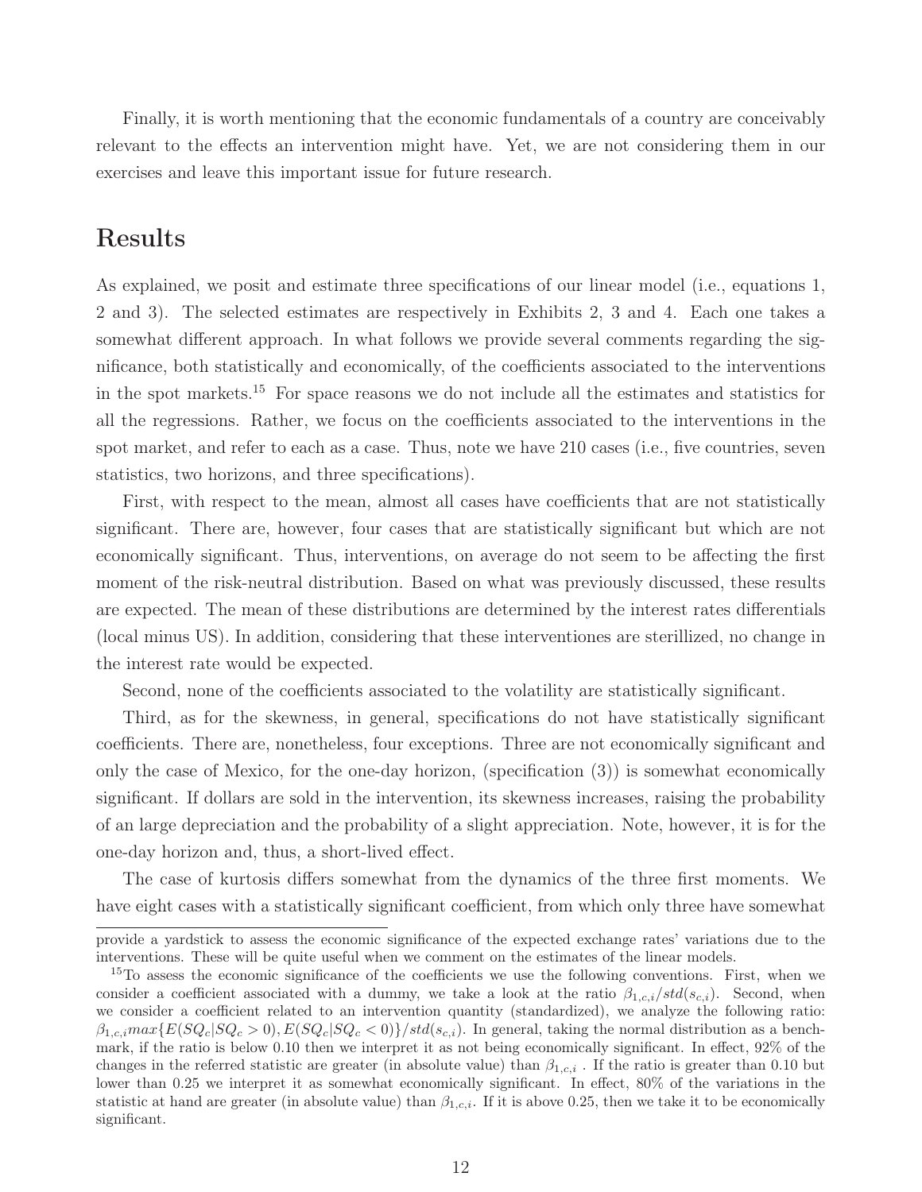Finally, it is worth mentioning that the economic fundamentals of a country are conceivably relevant to the effects an intervention might have. Yet, we are not considering them in our exercises and leave this important issue for future research.

# Results

As explained, we posit and estimate three specifications of our linear model (i.e., equations 1, 2 and 3). The selected estimates are respectively in Exhibits 2, 3 and 4. Each one takes a somewhat different approach. In what follows we provide several comments regarding the significance, both statistically and economically, of the coefficients associated to the interventions in the spot markets.[15] For space reasons we do not include all the estimates and statistics for all the regressions. Rather, we focus on the coefficients associated to the interventions in the spot market, and refer to each as a case. Thus, note we have 210 cases (i.e., five countries, seven statistics, two horizons, and three specifications).

First, with respect to the mean, almost all cases have coefficients that are not statistically significant. There are, however, four cases that are statistically significant but which are not economically significant. Thus, interventions, on average do not seem to be affecting the first moment of the risk-neutral distribution. Based on what was previously discussed, these results are expected. The mean of these distributions are determined by the interest rates differentials (local minus US). In addition, considering that these interventiones are sterillized, no change in the interest rate would be expected.

Second, none of the coefficients associated to the volatility are statistically significant.

Third, as for the skewness, in general, specifications do not have statistically significant coefficients. There are, nonetheless, four exceptions. Three are not economically significant and only the case of Mexico, for the one-day horizon, (specification (3)) is somewhat economically significant. If dollars are sold in the intervention, its skewness increases, raising the probability of an large depreciation and the probability of a slight appreciation. Note, however, it is for the one-day horizon and, thus, a short-lived effect.

The case of kurtosis differs somewhat from the dynamics of the three first moments. We have eight cases with a statistically significant coefficient, from which only three have somewhat

---

provide a yardstick to assess the economic significance of the expected exchange rates' variations due to the interventions. These will be quite useful when we comment on the estimates of the linear models.

[15] To assess the economic significance of the coefficients we use the following conventions. First, when we consider a coefficient associated with a dummy, we take a look at the ratio $\beta_{1,c,i}/std(s_{c,i})$. Second, when we consider a coefficient related to an intervention quantity (standardized), we analyze the following ratio: $\beta_{1,c,i}max\{E(SQ_c|SQ_c > 0), E(SQ_c|SQ_c < 0)\}/std(s_{c,i})$. In general, taking the normal distribution as a benchmark, if the ratio is below 0.10 then we interpret it as not being economically significant. In effect, 92% of the changes in the referred statistic are greater (in absolute value) than $\beta_{1,c,i}$ . If the ratio is greater than 0.10 but lower than 0.25 we interpret it as somewhat economically significant. In effect, 80% of the variations in the statistic at hand are greater (in absolute value) than $\beta_{1,c,i}$. If it is above 0.25, then we take it to be economically significant.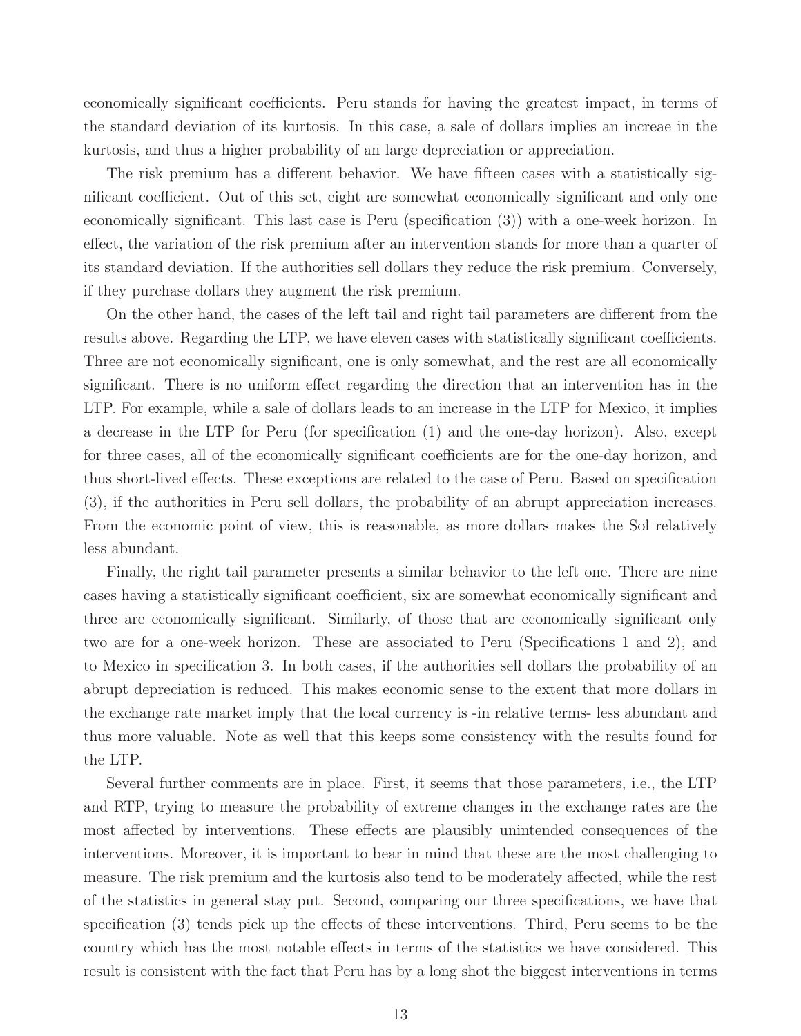economically significant coefficients. Peru stands for having the greatest impact, in terms of the standard deviation of its kurtosis. In this case, a sale of dollars implies an increae in the kurtosis, and thus a higher probability of an large depreciation or appreciation.

The risk premium has a different behavior. We have fifteen cases with a statistically significant coefficient. Out of this set, eight are somewhat economically significant and only one economically significant. This last case is Peru (specification (3)) with a one-week horizon. In effect, the variation of the risk premium after an intervention stands for more than a quarter of its standard deviation. If the authorities sell dollars they reduce the risk premium. Conversely, if they purchase dollars they augment the risk premium.

On the other hand, the cases of the left tail and right tail parameters are different from the results above. Regarding the LTP, we have eleven cases with statistically significant coefficients. Three are not economically significant, one is only somewhat, and the rest are all economically significant. There is no uniform effect regarding the direction that an intervention has in the LTP. For example, while a sale of dollars leads to an increase in the LTP for Mexico, it implies a decrease in the LTP for Peru (for specification (1) and the one-day horizon). Also, except for three cases, all of the economically significant coefficients are for the one-day horizon, and thus short-lived effects. These exceptions are related to the case of Peru. Based on specification (3), if the authorities in Peru sell dollars, the probability of an abrupt appreciation increases. From the economic point of view, this is reasonable, as more dollars makes the Sol relatively less abundant.

Finally, the right tail parameter presents a similar behavior to the left one. There are nine cases having a statistically significant coefficient, six are somewhat economically significant and three are economically significant. Similarly, of those that are economically significant only two are for a one-week horizon. These are associated to Peru (Specifications 1 and 2), and to Mexico in specification 3. In both cases, if the authorities sell dollars the probability of an abrupt depreciation is reduced. This makes economic sense to the extent that more dollars in the exchange rate market imply that the local currency is -in relative terms- less abundant and thus more valuable. Note as well that this keeps some consistency with the results found for the LTP.

Several further comments are in place. First, it seems that those parameters, i.e., the LTP and RTP, trying to measure the probability of extreme changes in the exchange rates are the most affected by interventions. These effects are plausibly unintended consequences of the interventions. Moreover, it is important to bear in mind that these are the most challenging to measure. The risk premium and the kurtosis also tend to be moderately affected, while the rest of the statistics in general stay put. Second, comparing our three specifications, we have that specification (3) tends pick up the effects of these interventions. Third, Peru seems to be the country which has the most notable effects in terms of the statistics we have considered. This result is consistent with the fact that Peru has by a long shot the biggest interventions in terms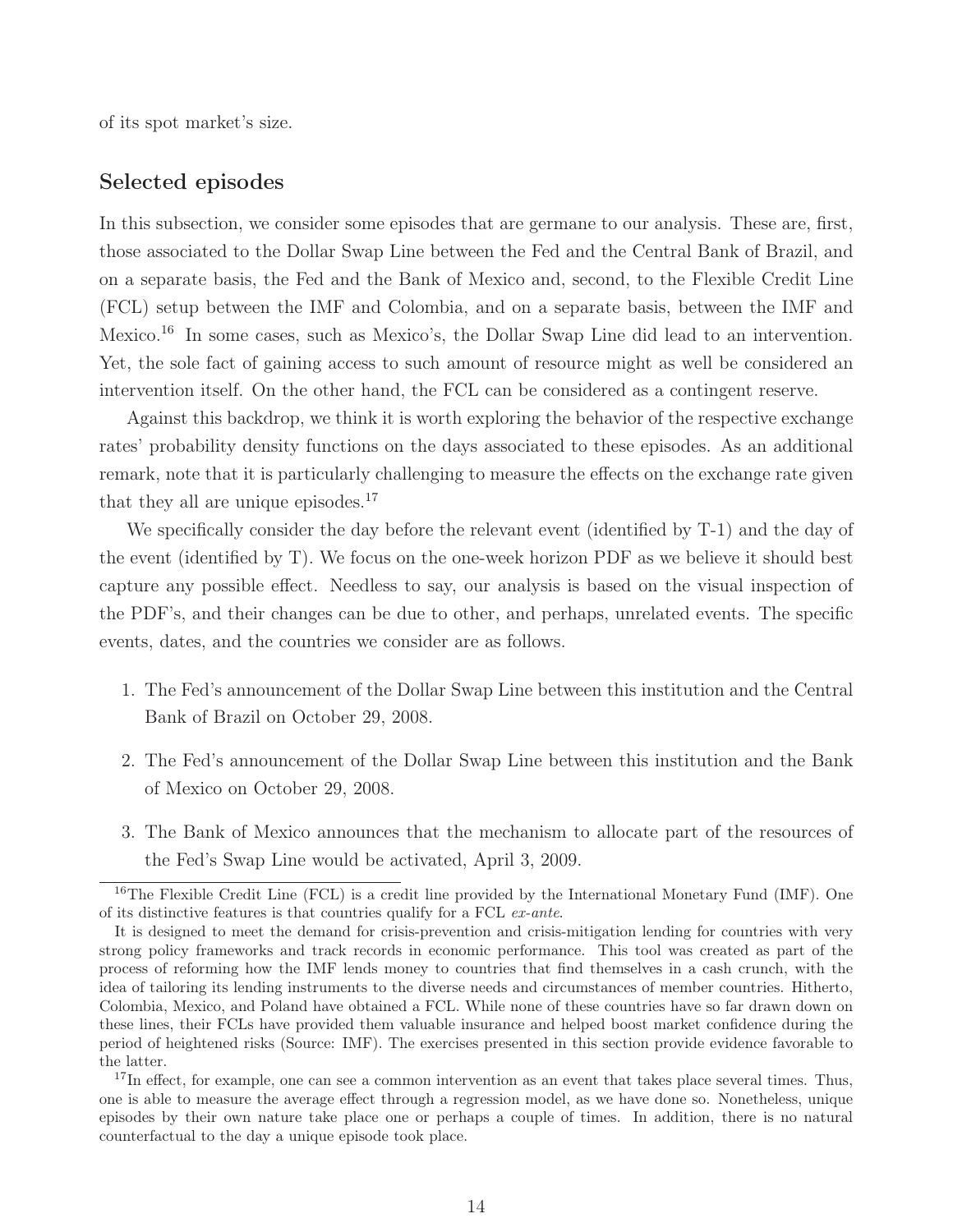of its spot market's size.

## Selected episodes

In this subsection, we consider some episodes that are germane to our analysis. These are, first, those associated to the Dollar Swap Line between the Fed and the Central Bank of Brazil, and on a separate basis, the Fed and the Bank of Mexico and, second, to the Flexible Credit Line (FCL) setup between the IMF and Colombia, and on a separate basis, between the IMF and Mexico.[16] In some cases, such as Mexico's, the Dollar Swap Line did lead to an intervention. Yet, the sole fact of gaining access to such amount of resource might as well be considered an intervention itself. On the other hand, the FCL can be considered as a contingent reserve.

Against this backdrop, we think it is worth exploring the behavior of the respective exchange rates' probability density functions on the days associated to these episodes. As an additional remark, note that it is particularly challenging to measure the effects on the exchange rate given that they all are unique episodes.[17]

We specifically consider the day before the relevant event (identified by T-1) and the day of the event (identified by T). We focus on the one-week horizon PDF as we believe it should best capture any possible effect. Needless to say, our analysis is based on the visual inspection of the PDF's, and their changes can be due to other, and perhaps, unrelated events. The specific events, dates, and the countries we consider are as follows.

1. The Fed's announcement of the Dollar Swap Line between this institution and the Central Bank of Brazil on October 29, 2008.
2. The Fed's announcement of the Dollar Swap Line between this institution and the Bank of Mexico on October 29, 2008.
3. The Bank of Mexico announces that the mechanism to allocate part of the resources of the Fed's Swap Line would be activated, April 3, 2009.

---

[16] The Flexible Credit Line (FCL) is a credit line provided by the International Monetary Fund (IMF). One of its distinctive features is that countries qualify for a FCL *ex-ante*.

It is designed to meet the demand for crisis-prevention and crisis-mitigation lending for countries with very strong policy frameworks and track records in economic performance. This tool was created as part of the process of reforming how the IMF lends money to countries that find themselves in a cash crunch, with the idea of tailoring its lending instruments to the diverse needs and circumstances of member countries. Hitherto, Colombia, Mexico, and Poland have obtained a FCL. While none of these countries have so far drawn down on these lines, their FCLs have provided them valuable insurance and helped boost market confidence during the period of heightened risks (Source: IMF). The exercises presented in this section provide evidence favorable to the latter.

[17] In effect, for example, one can see a common intervention as an event that takes place several times. Thus, one is able to measure the average effect through a regression model, as we have done so. Nonetheless, unique episodes by their own nature take place one or perhaps a couple of times. In addition, there is no natural counterfactual to the day a unique episode took place.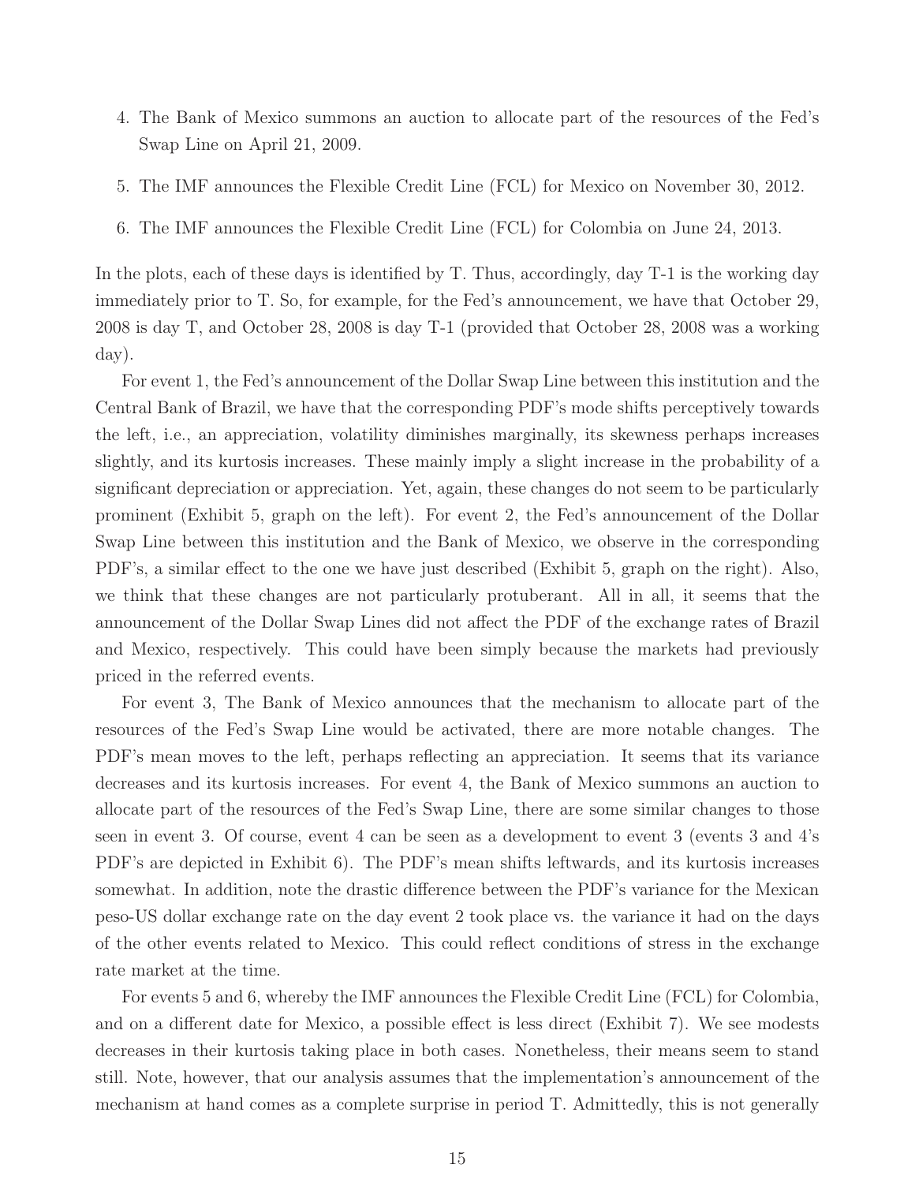4. The Bank of Mexico summons an auction to allocate part of the resources of the Fed's Swap Line on April 21, 2009.

5. The IMF announces the Flexible Credit Line (FCL) for Mexico on November 30, 2012.

6. The IMF announces the Flexible Credit Line (FCL) for Colombia on June 24, 2013.

In the plots, each of these days is identified by T. Thus, accordingly, day T-1 is the working day immediately prior to T. So, for example, for the Fed's announcement, we have that October 29, 2008 is day T, and October 28, 2008 is day T-1 (provided that October 28, 2008 was a working day).

For event 1, the Fed's announcement of the Dollar Swap Line between this institution and the Central Bank of Brazil, we have that the corresponding PDF's mode shifts perceptively towards the left, i.e., an appreciation, volatility diminishes marginally, its skewness perhaps increases slightly, and its kurtosis increases. These mainly imply a slight increase in the probability of a significant depreciation or appreciation. Yet, again, these changes do not seem to be particularly prominent (Exhibit 5, graph on the left). For event 2, the Fed's announcement of the Dollar Swap Line between this institution and the Bank of Mexico, we observe in the corresponding PDF's, a similar effect to the one we have just described (Exhibit 5, graph on the right). Also, we think that these changes are not particularly protuberant. All in all, it seems that the announcement of the Dollar Swap Lines did not affect the PDF of the exchange rates of Brazil and Mexico, respectively. This could have been simply because the markets had previously priced in the referred events.

For event 3, The Bank of Mexico announces that the mechanism to allocate part of the resources of the Fed's Swap Line would be activated, there are more notable changes. The PDF's mean moves to the left, perhaps reflecting an appreciation. It seems that its variance decreases and its kurtosis increases. For event 4, the Bank of Mexico summons an auction to allocate part of the resources of the Fed's Swap Line, there are some similar changes to those seen in event 3. Of course, event 4 can be seen as a development to event 3 (events 3 and 4's PDF's are depicted in Exhibit 6). The PDF's mean shifts leftwards, and its kurtosis increases somewhat. In addition, note the drastic difference between the PDF's variance for the Mexican peso-US dollar exchange rate on the day event 2 took place vs. the variance it had on the days of the other events related to Mexico. This could reflect conditions of stress in the exchange rate market at the time.

For events 5 and 6, whereby the IMF announces the Flexible Credit Line (FCL) for Colombia, and on a different date for Mexico, a possible effect is less direct (Exhibit 7). We see modests decreases in their kurtosis taking place in both cases. Nonetheless, their means seem to stand still. Note, however, that our analysis assumes that the implementation's announcement of the mechanism at hand comes as a complete surprise in period T. Admittedly, this is not generally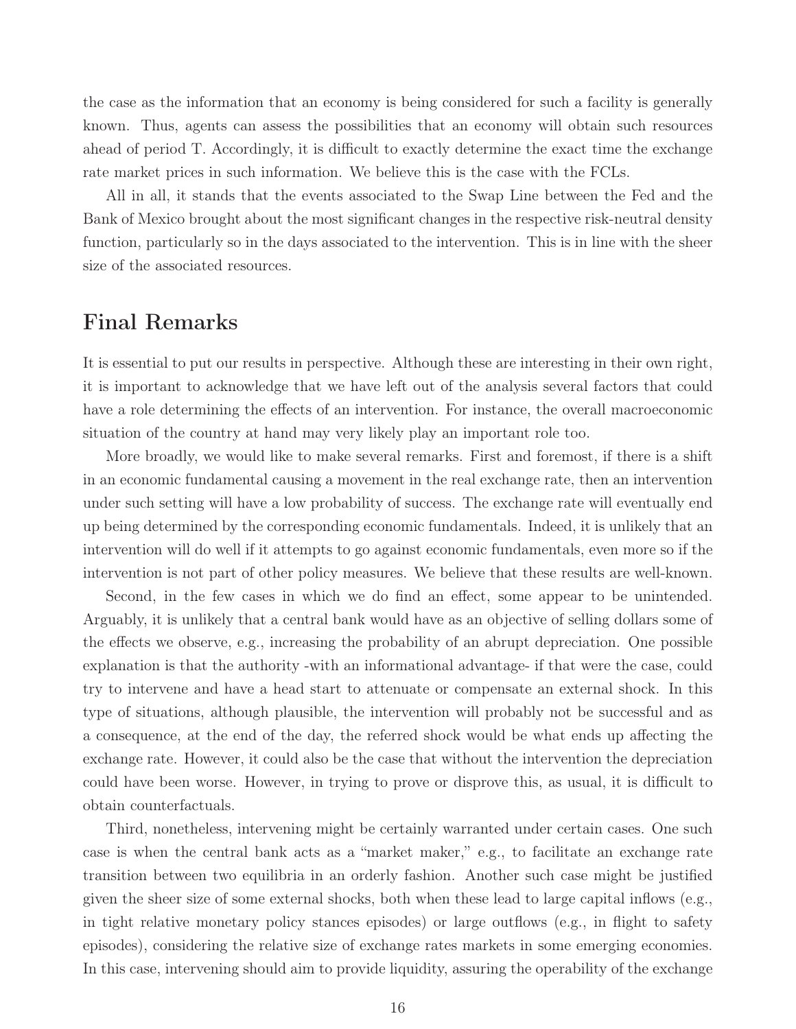the case as the information that an economy is being considered for such a facility is generally known. Thus, agents can assess the possibilities that an economy will obtain such resources ahead of period T. Accordingly, it is difficult to exactly determine the exact time the exchange rate market prices in such information. We believe this is the case with the FCLs.

All in all, it stands that the events associated to the Swap Line between the Fed and the Bank of Mexico brought about the most significant changes in the respective risk-neutral density function, particularly so in the days associated to the intervention. This is in line with the sheer size of the associated resources.

## Final Remarks

It is essential to put our results in perspective. Although these are interesting in their own right, it is important to acknowledge that we have left out of the analysis several factors that could have a role determining the effects of an intervention. For instance, the overall macroeconomic situation of the country at hand may very likely play an important role too.

More broadly, we would like to make several remarks. First and foremost, if there is a shift in an economic fundamental causing a movement in the real exchange rate, then an intervention under such setting will have a low probability of success. The exchange rate will eventually end up being determined by the corresponding economic fundamentals. Indeed, it is unlikely that an intervention will do well if it attempts to go against economic fundamentals, even more so if the intervention is not part of other policy measures. We believe that these results are well-known.

Second, in the few cases in which we do find an effect, some appear to be unintended. Arguably, it is unlikely that a central bank would have as an objective of selling dollars some of the effects we observe, e.g., increasing the probability of an abrupt depreciation. One possible explanation is that the authority -with an informational advantage- if that were the case, could try to intervene and have a head start to attenuate or compensate an external shock. In this type of situations, although plausible, the intervention will probably not be successful and as a consequence, at the end of the day, the referred shock would be what ends up affecting the exchange rate. However, it could also be the case that without the intervention the depreciation could have been worse. However, in trying to prove or disprove this, as usual, it is difficult to obtain counterfactuals.

Third, nonetheless, intervening might be certainly warranted under certain cases. One such case is when the central bank acts as a "market maker," e.g., to facilitate an exchange rate transition between two equilibria in an orderly fashion. Another such case might be justified given the sheer size of some external shocks, both when these lead to large capital inflows (e.g., in tight relative monetary policy stances episodes) or large outflows (e.g., in flight to safety episodes), considering the relative size of exchange rates markets in some emerging economies. In this case, intervening should aim to provide liquidity, assuring the operability of the exchange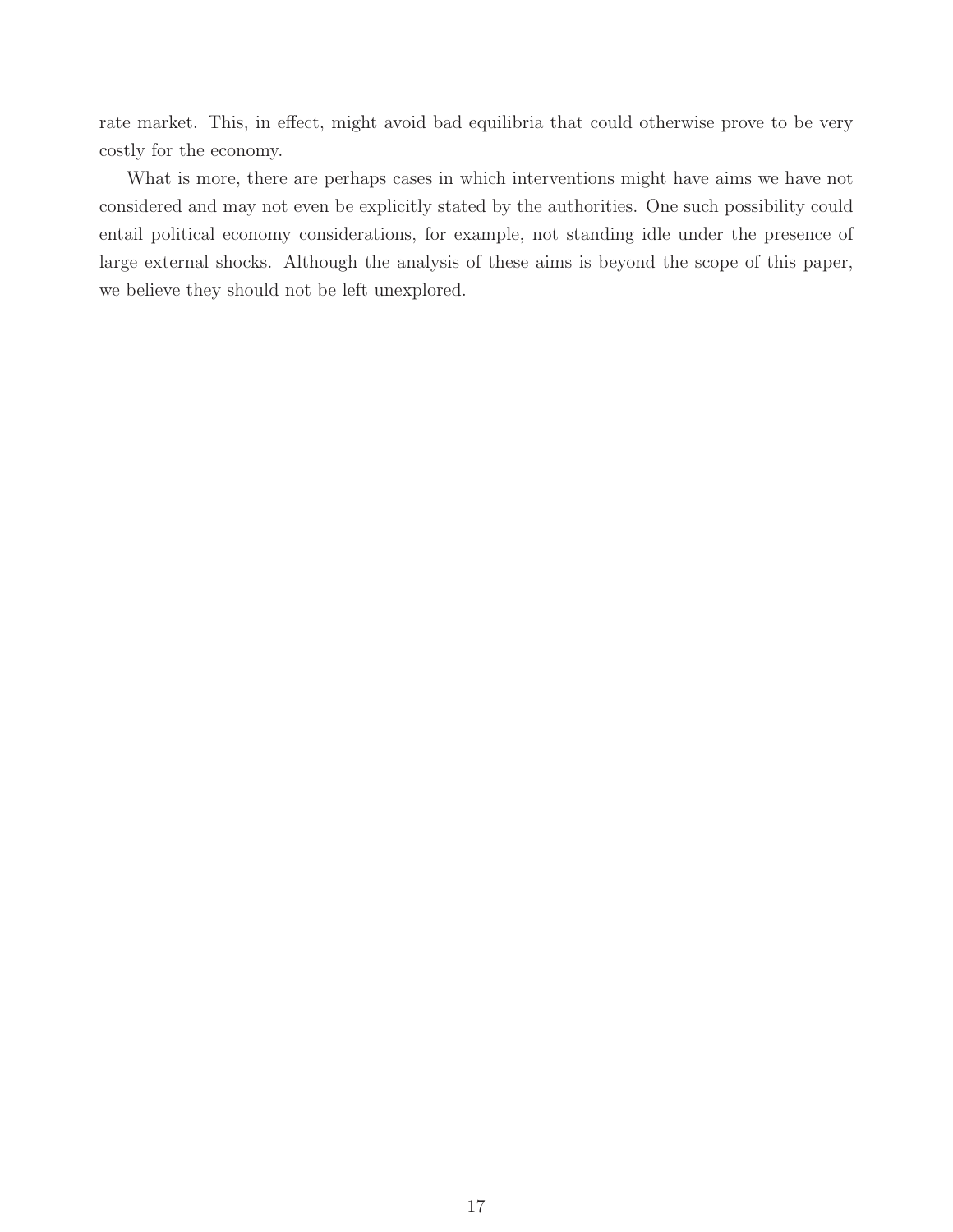rate market. This, in effect, might avoid bad equilibria that could otherwise prove to be very costly for the economy.

What is more, there are perhaps cases in which interventions might have aims we have not considered and may not even be explicitly stated by the authorities. One such possibility could entail political economy considerations, for example, not standing idle under the presence of large external shocks. Although the analysis of these aims is beyond the scope of this paper, we believe they should not be left unexplored.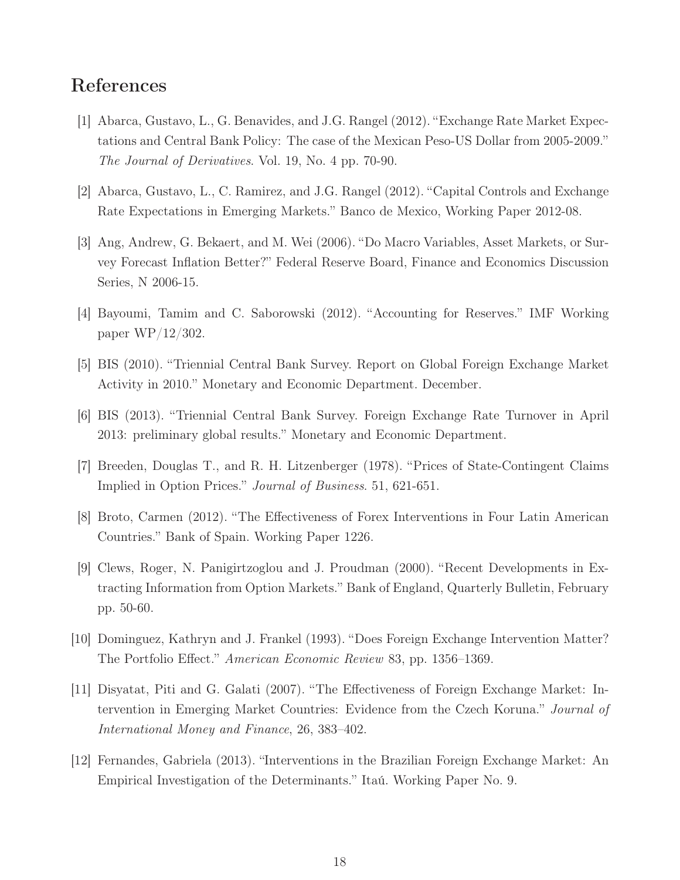## References

[1] Abarca, Gustavo, L., G. Benavides, and J.G. Rangel (2012). "Exchange Rate Market Expectations and Central Bank Policy: The case of the Mexican Peso-US Dollar from 2005-2009." *The Journal of Derivatives*. Vol. 19, No. 4 pp. 70-90.

[2] Abarca, Gustavo, L., C. Ramirez, and J.G. Rangel (2012). "Capital Controls and Exchange Rate Expectations in Emerging Markets." Banco de Mexico, Working Paper 2012-08.

[3] Ang, Andrew, G. Bekaert, and M. Wei (2006). "Do Macro Variables, Asset Markets, or Survey Forecast Inflation Better?" Federal Reserve Board, Finance and Economics Discussion Series, N 2006-15.

[4] Bayoumi, Tamim and C. Saborowski (2012). "Accounting for Reserves." IMF Working paper WP/12/302.

[5] BIS (2010). "Triennial Central Bank Survey. Report on Global Foreign Exchange Market Activity in 2010." Monetary and Economic Department. December.

[6] BIS (2013). "Triennial Central Bank Survey. Foreign Exchange Rate Turnover in April 2013: preliminary global results." Monetary and Economic Department.

[7] Breeden, Douglas T., and R. H. Litzenberger (1978). "Prices of State-Contingent Claims Implied in Option Prices." *Journal of Business*. 51, 621-651.

[8] Broto, Carmen (2012). "The Effectiveness of Forex Interventions in Four Latin American Countries." Bank of Spain. Working Paper 1226.

[9] Clews, Roger, N. Panigirtzoglou and J. Proudman (2000). "Recent Developments in Extracting Information from Option Markets." Bank of England, Quarterly Bulletin, February pp. 50-60.

[10] Dominguez, Kathryn and J. Frankel (1993). "Does Foreign Exchange Intervention Matter? The Portfolio Effect." *American Economic Review* 83, pp. 1356–1369.

[11] Disyatat, Piti and G. Galati (2007). "The Effectiveness of Foreign Exchange Market: Intervention in Emerging Market Countries: Evidence from the Czech Koruna." *Journal of International Money and Finance*, 26, 383–402.

[12] Fernandes, Gabriela (2013). "Interventions in the Brazilian Foreign Exchange Market: An Empirical Investigation of the Determinants." Itaú. Working Paper No. 9.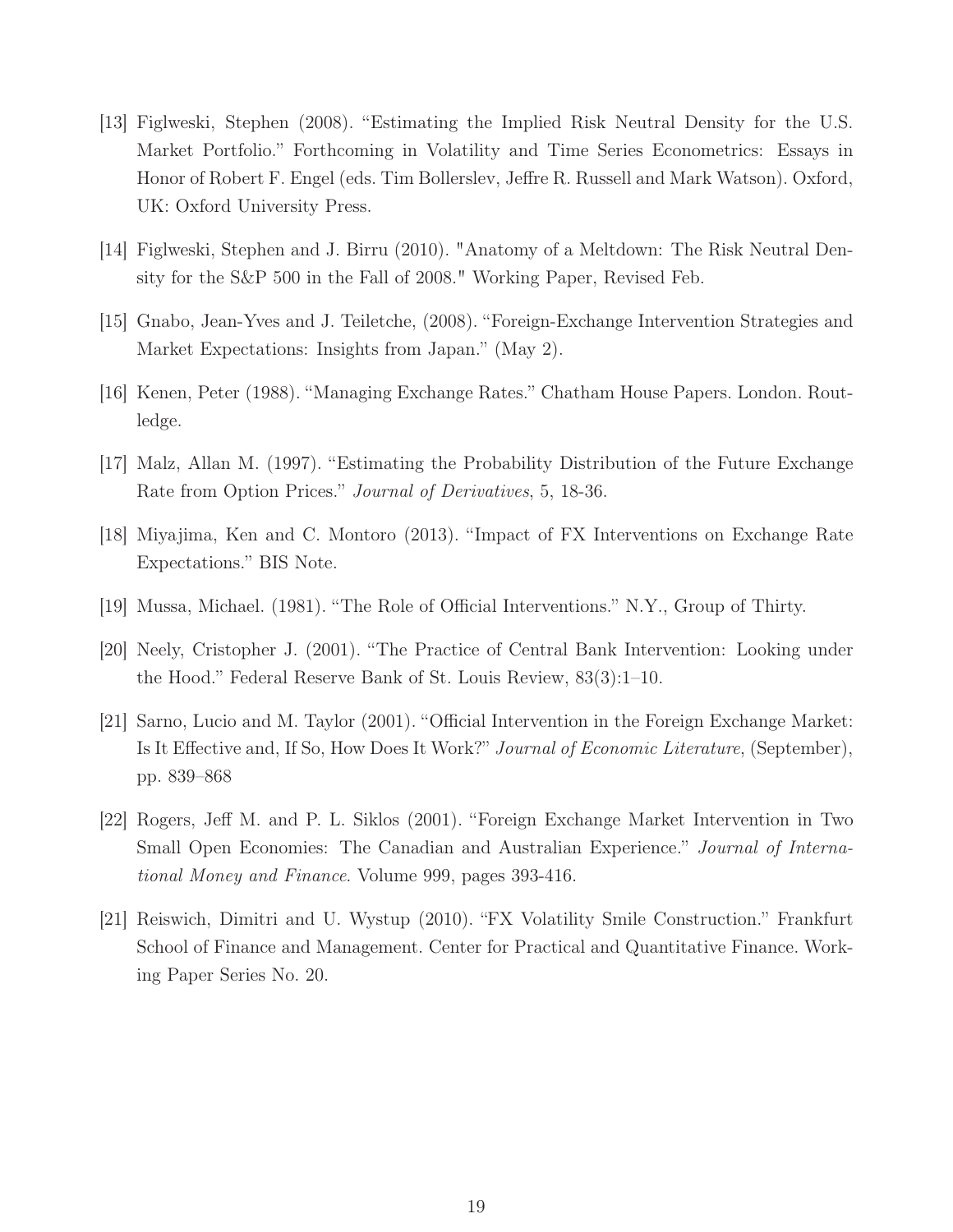[13] Figlweski, Stephen (2008). "Estimating the Implied Risk Neutral Density for the U.S. Market Portfolio." Forthcoming in Volatility and Time Series Econometrics: Essays in Honor of Robert F. Engel (eds. Tim Bollerslev, Jeffre R. Russell and Mark Watson). Oxford, UK: Oxford University Press.

[14] Figlweski, Stephen and J. Birru (2010). "Anatomy of a Meltdown: The Risk Neutral Density for the S&P 500 in the Fall of 2008." Working Paper, Revised Feb.

[15] Gnabo, Jean-Yves and J. Teiletche, (2008). "Foreign-Exchange Intervention Strategies and Market Expectations: Insights from Japan." (May 2).

[16] Kenen, Peter (1988). "Managing Exchange Rates." Chatham House Papers. London. Routledge.

[17] Malz, Allan M. (1997). "Estimating the Probability Distribution of the Future Exchange Rate from Option Prices." *Journal of Derivatives*, 5, 18-36.

[18] Miyajima, Ken and C. Montoro (2013). "Impact of FX Interventions on Exchange Rate Expectations." BIS Note.

[19] Mussa, Michael. (1981). "The Role of Official Interventions." N.Y., Group of Thirty.

[20] Neely, Cristopher J. (2001). "The Practice of Central Bank Intervention: Looking under the Hood." Federal Reserve Bank of St. Louis Review, 83(3):1–10.

[21] Sarno, Lucio and M. Taylor (2001). "Official Intervention in the Foreign Exchange Market: Is It Effective and, If So, How Does It Work?" *Journal of Economic Literature*, (September), pp. 839–868

[22] Rogers, Jeff M. and P. L. Siklos (2001). "Foreign Exchange Market Intervention in Two Small Open Economies: The Canadian and Australian Experience." *Journal of International Money and Finance*. Volume 999, pages 393-416.

[21] Reiswich, Dimitri and U. Wystup (2010). "FX Volatility Smile Construction." Frankfurt School of Finance and Management. Center for Practical and Quantitative Finance. Working Paper Series No. 20.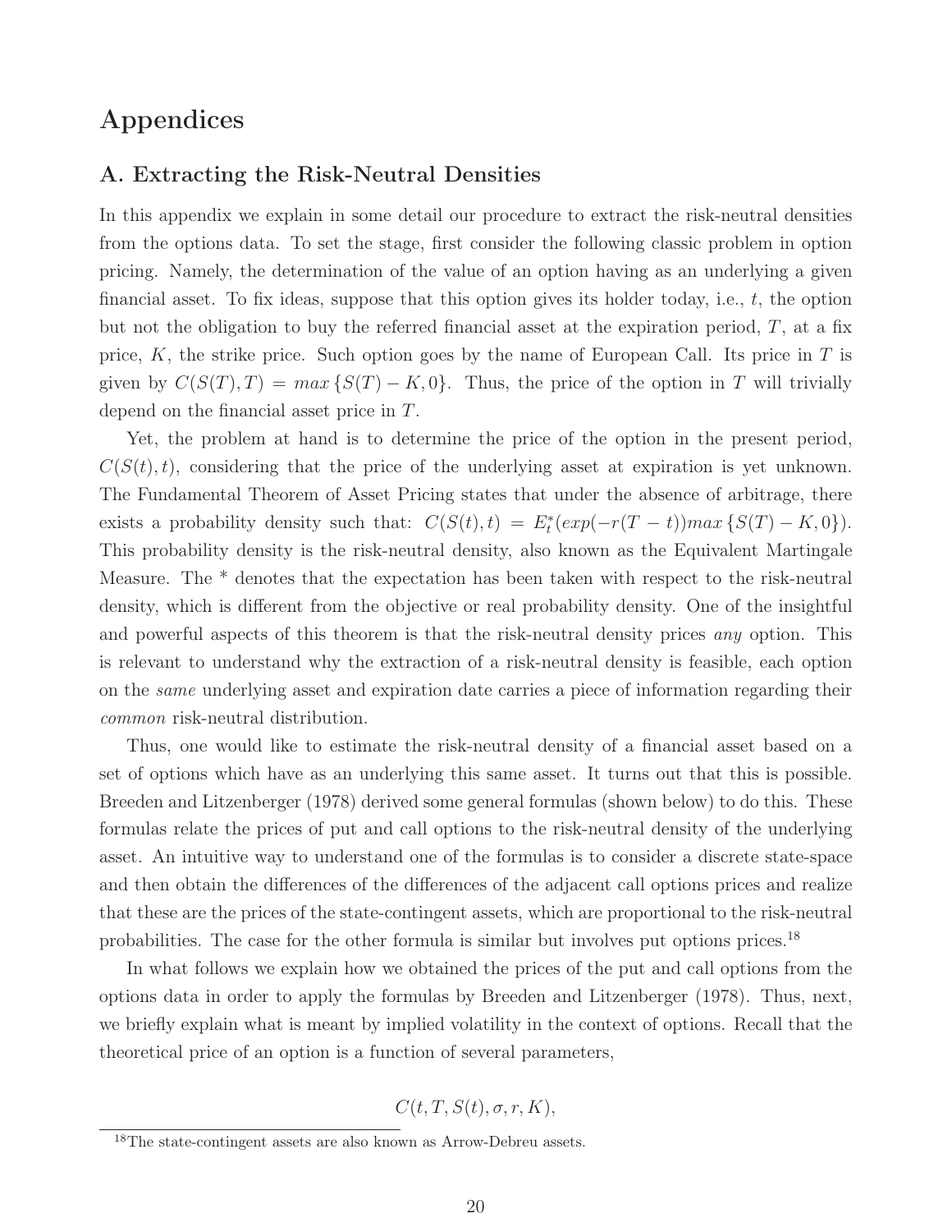# Appendices

## A. Extracting the Risk-Neutral Densities

In this appendix we explain in some detail our procedure to extract the risk-neutral densities from the options data. To set the stage, first consider the following classic problem in option pricing. Namely, the determination of the value of an option having as an underlying a given financial asset. To fix ideas, suppose that this option gives its holder today, i.e., $t$, the option but not the obligation to buy the referred financial asset at the expiration period, $T$, at a fix price, $K$, the strike price. Such option goes by the name of European Call. Its price in $T$ is given by $C(S(T), T) = max\{S(T) - K, 0\}$. Thus, the price of the option in $T$ will trivially depend on the financial asset price in $T$.

Yet, the problem at hand is to determine the price of the option in the present period, $C(S(t), t)$, considering that the price of the underlying asset at expiration is yet unknown. The Fundamental Theorem of Asset Pricing states that under the absence of arbitrage, there exists a probability density such that: $C(S(t), t) = E_t^*(exp(-r(T-t))max\{S(T) - K, 0\})$. This probability density is the risk-neutral density, also known as the Equivalent Martingale Measure. The * denotes that the expectation has been taken with respect to the risk-neutral density, which is different from the objective or real probability density. One of the insightful and powerful aspects of this theorem is that the risk-neutral density prices *any* option. This is relevant to understand why the extraction of a risk-neutral density is feasible, each option on the *same* underlying asset and expiration date carries a piece of information regarding their *common* risk-neutral distribution.

Thus, one would like to estimate the risk-neutral density of a financial asset based on a set of options which have as an underlying this same asset. It turns out that this is possible. Breeden and Litzenberger (1978) derived some general formulas (shown below) to do this. These formulas relate the prices of put and call options to the risk-neutral density of the underlying asset. An intuitive way to understand one of the formulas is to consider a discrete state-space and then obtain the differences of the differences of the adjacent call options prices and realize that these are the prices of the state-contingent assets, which are proportional to the risk-neutral probabilities. The case for the other formula is similar but involves put options prices.[18]

In what follows we explain how we obtained the prices of the put and call options from the options data in order to apply the formulas by Breeden and Litzenberger (1978). Thus, next, we briefly explain what is meant by implied volatility in the context of options. Recall that the theoretical price of an option is a function of several parameters,

$$C(t, T, S(t), \sigma, r, K),$$

[18] The state-contingent assets are also known as Arrow-Debreu assets.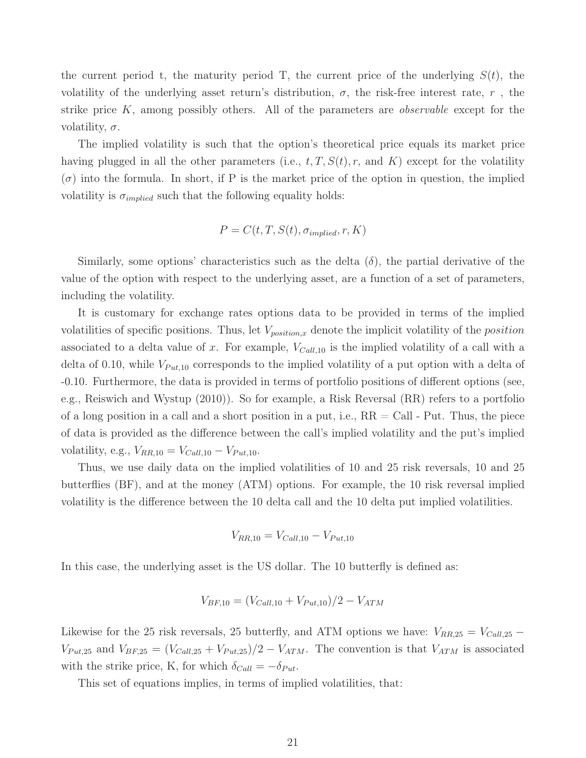the current period t, the maturity period T, the current price of the underlying $S(t)$, the volatility of the underlying asset return's distribution, $\sigma$, the risk-free interest rate, $r$ , the strike price $K$, among possibly others. All of the parameters are *observable* except for the volatility, $\sigma$.

The implied volatility is such that the option's theoretical price equals its market price having plugged in all the other parameters (i.e., $t, T, S(t), r,$ and $K$) except for the volatility ($\sigma$) into the formula. In short, if P is the market price of the option in question, the implied volatility is $\sigma_{implied}$ such that the following equality holds:

$$P = C(t, T, S(t), \sigma_{implied}, r, K)$$

Similarly, some options' characteristics such as the delta ($\delta$), the partial derivative of the value of the option with respect to the underlying asset, are a function of a set of parameters, including the volatility.

It is customary for exchange rates options data to be provided in terms of the implied volatilities of specific positions. Thus, let $V_{position,x}$ denote the implicit volatility of the *position* associated to a delta value of $x$. For example, $V_{Call,10}$ is the implied volatility of a call with a delta of 0.10, while $V_{Put,10}$ corresponds to the implied volatility of a put option with a delta of -0.10. Furthermore, the data is provided in terms of portfolio positions of different options (see, e.g., Reiswich and Wystup (2010)). So for example, a Risk Reversal (RR) refers to a portfolio of a long position in a call and a short position in a put, i.e., RR = Call - Put. Thus, the piece of data is provided as the difference between the call's implied volatility and the put's implied volatility, e.g., $V_{RR,10} = V_{Call,10} - V_{Put,10}$.

Thus, we use daily data on the implied volatilities of 10 and 25 risk reversals, 10 and 25 butterflies (BF), and at the money (ATM) options. For example, the 10 risk reversal implied volatility is the difference between the 10 delta call and the 10 delta put implied volatilities.

$$V_{RR,10} = V_{Call,10} - V_{Put,10}$$

In this case, the underlying asset is the US dollar. The 10 butterfly is defined as:

$$V_{BF,10} = (V_{Call,10} + V_{Put,10})/2 - V_{ATM}$$

Likewise for the 25 risk reversals, 25 butterfly, and ATM options we have: $V_{RR,25} = V_{Call,25} - V_{Put,25}$ and $V_{BF,25} = (V_{Call,25} + V_{Put,25})/2 - V_{ATM}$. The convention is that $V_{ATM}$ is associated with the strike price, K, for which $\delta_{Call} = -\delta_{Put}$.

This set of equations implies, in terms of implied volatilities, that: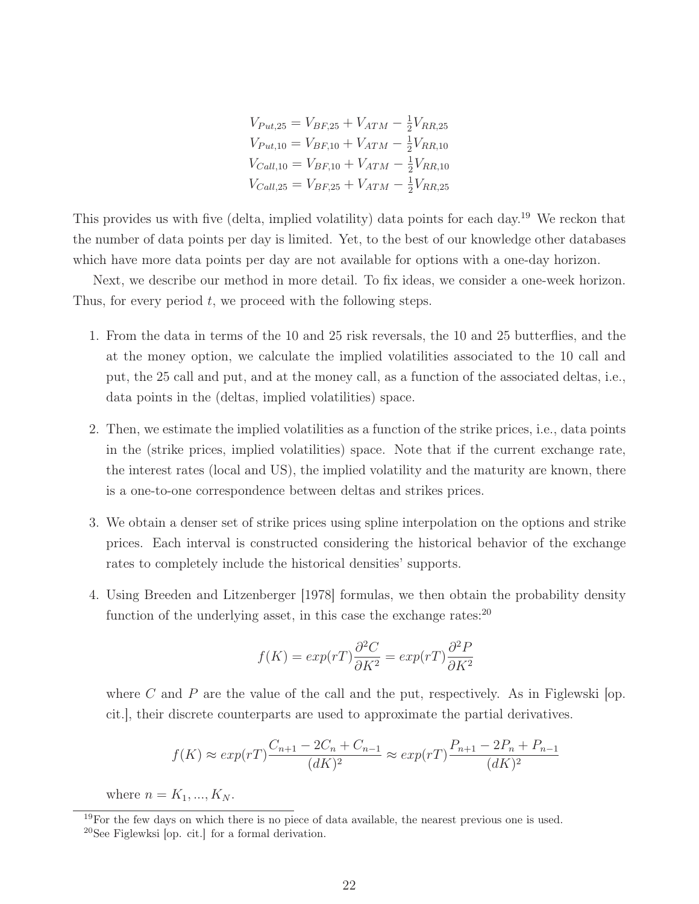$$V_{Put,25} = V_{BF,25} + V_{ATM} - \frac{1}{2}V_{RR,25}$$
$$V_{Put,10} = V_{BF,10} + V_{ATM} - \frac{1}{2}V_{RR,10}$$
$$V_{Call,10} = V_{BF,10} + V_{ATM} - \frac{1}{2}V_{RR,10}$$
$$V_{Call,25} = V_{BF,25} + V_{ATM} - \frac{1}{2}V_{RR,25}$$

This provides us with five (delta, implied volatility) data points for each day.[19] We reckon that the number of data points per day is limited. Yet, to the best of our knowledge other databases which have more data points per day are not available for options with a one-day horizon.

Next, we describe our method in more detail. To fix ideas, we consider a one-week horizon. Thus, for every period $t$, we proceed with the following steps.

1. From the data in terms of the 10 and 25 risk reversals, the 10 and 25 butterflies, and the at the money option, we calculate the implied volatilities associated to the 10 call and put, the 25 call and put, and at the money call, as a function of the associated deltas, i.e., data points in the (deltas, implied volatilities) space.

2. Then, we estimate the implied volatilities as a function of the strike prices, i.e., data points in the (strike prices, implied volatilities) space. Note that if the current exchange rate, the interest rates (local and US), the implied volatility and the maturity are known, there is a one-to-one correspondence between deltas and strikes prices.

3. We obtain a denser set of strike prices using spline interpolation on the options and strike prices. Each interval is constructed considering the historical behavior of the exchange rates to completely include the historical densities' supports.

4. Using Breeden and Litzenberger [1978] formulas, we then obtain the probability density function of the underlying asset, in this case the exchange rates:[20]

$$f(K) = exp(rT)\frac{\partial^2 C}{\partial K^2} = exp(rT)\frac{\partial^2 P}{\partial K^2}$$

where $C$ and $P$ are the value of the call and the put, respectively. As in Figlewski [op. cit.], their discrete counterparts are used to approximate the partial derivatives.

$$f(K) \approx exp(rT)\frac{C_{n+1} - 2C_n + C_{n-1}}{(dK)^2} \approx exp(rT)\frac{P_{n+1} - 2P_n + P_{n-1}}{(dK)^2}$$

where $n = K_1, ..., K_N$.

[19] For the few days on which there is no piece of data available, the nearest previous one is used.

[20] See Figlewksi [op. cit.] for a formal derivation.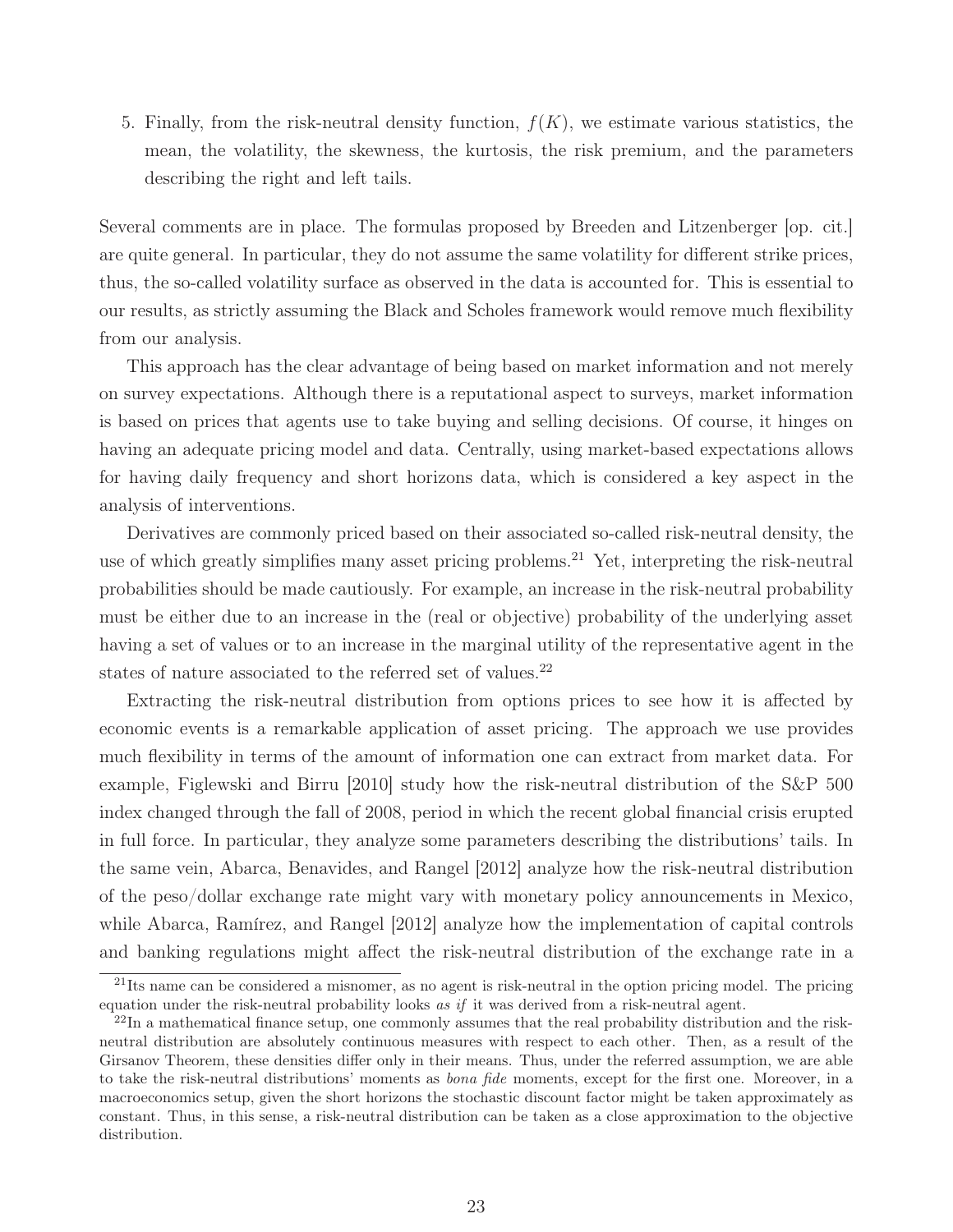5. Finally, from the risk-neutral density function, $f(K)$, we estimate various statistics, the mean, the volatility, the skewness, the kurtosis, the risk premium, and the parameters describing the right and left tails.

Several comments are in place. The formulas proposed by Breeden and Litzenberger [op. cit.] are quite general. In particular, they do not assume the same volatility for different strike prices, thus, the so-called volatility surface as observed in the data is accounted for. This is essential to our results, as strictly assuming the Black and Scholes framework would remove much flexibility from our analysis.

This approach has the clear advantage of being based on market information and not merely on survey expectations. Although there is a reputational aspect to surveys, market information is based on prices that agents use to take buying and selling decisions. Of course, it hinges on having an adequate pricing model and data. Centrally, using market-based expectations allows for having daily frequency and short horizons data, which is considered a key aspect in the analysis of interventions.

Derivatives are commonly priced based on their associated so-called risk-neutral density, the use of which greatly simplifies many asset pricing problems.[21] Yet, interpreting the risk-neutral probabilities should be made cautiously. For example, an increase in the risk-neutral probability must be either due to an increase in the (real or objective) probability of the underlying asset having a set of values or to an increase in the marginal utility of the representative agent in the states of nature associated to the referred set of values.[22]

Extracting the risk-neutral distribution from options prices to see how it is affected by economic events is a remarkable application of asset pricing. The approach we use provides much flexibility in terms of the amount of information one can extract from market data. For example, Figlewski and Birru [2010] study how the risk-neutral distribution of the S&P 500 index changed through the fall of 2008, period in which the recent global financial crisis erupted in full force. In particular, they analyze some parameters describing the distributions' tails. In the same vein, Abarca, Benavides, and Rangel [2012] analyze how the risk-neutral distribution of the peso/dollar exchange rate might vary with monetary policy announcements in Mexico, while Abarca, Ramírez, and Rangel [2012] analyze how the implementation of capital controls and banking regulations might affect the risk-neutral distribution of the exchange rate in a

[21] Its name can be considered a misnomer, as no agent is risk-neutral in the option pricing model. The pricing equation under the risk-neutral probability looks *as if* it was derived from a risk-neutral agent.

[22] In a mathematical finance setup, one commonly assumes that the real probability distribution and the risk-neutral distribution are absolutely continuous measures with respect to each other. Then, as a result of the Girsanov Theorem, these densities differ only in their means. Thus, under the referred assumption, we are able to take the risk-neutral distributions' moments as *bona fide* moments, except for the first one. Moreover, in a macroeconomics setup, given the short horizons the stochastic discount factor might be taken approximately as constant. Thus, in this sense, a risk-neutral distribution can be taken as a close approximation to the objective distribution.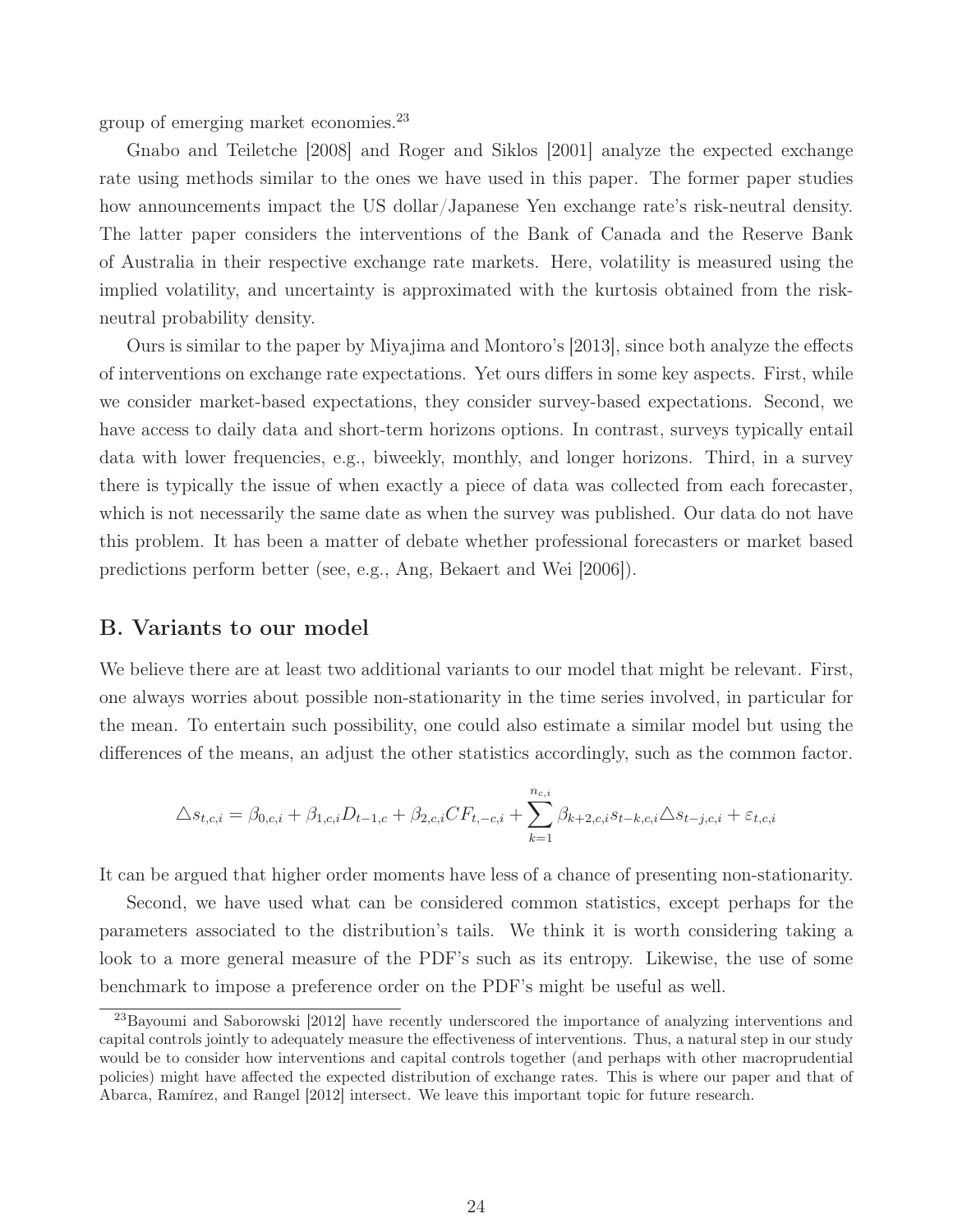group of emerging market economies.[23]

Gnabo and Teiletche [2008] and Roger and Siklos [2001] analyze the expected exchange rate using methods similar to the ones we have used in this paper. The former paper studies how announcements impact the US dollar/Japanese Yen exchange rate's risk-neutral density. The latter paper considers the interventions of the Bank of Canada and the Reserve Bank of Australia in their respective exchange rate markets. Here, volatility is measured using the implied volatility, and uncertainty is approximated with the kurtosis obtained from the risk-neutral probability density.

Ours is similar to the paper by Miyajima and Montoro's [2013], since both analyze the effects of interventions on exchange rate expectations. Yet ours differs in some key aspects. First, while we consider market-based expectations, they consider survey-based expectations. Second, we have access to daily data and short-term horizons options. In contrast, surveys typically entail data with lower frequencies, e.g., biweekly, monthly, and longer horizons. Third, in a survey there is typically the issue of when exactly a piece of data was collected from each forecaster, which is not necessarily the same date as when the survey was published. Our data do not have this problem. It has been a matter of debate whether professional forecasters or market based predictions perform better (see, e.g., Ang, Bekaert and Wei [2006]).

## B. Variants to our model

We believe there are at least two additional variants to our model that might be relevant. First, one always worries about possible non-stationarity in the time series involved, in particular for the mean. To entertain such possibility, one could also estimate a similar model but using the differences of the means, an adjust the other statistics accordingly, such as the common factor.

$$\triangle s_{t,c,i} = \beta_{0,c,i} + \beta_{1,c,i} D_{t-1,c} + \beta_{2,c,i} CF_{t,-c,i} + \sum_{k=1}^{n_{c,i}} \beta_{k+2,c,i} s_{t-k,c,i} \triangle s_{t-j,c,i} + \varepsilon_{t,c,i}$$

It can be argued that higher order moments have less of a chance of presenting non-stationarity.

Second, we have used what can be considered common statistics, except perhaps for the parameters associated to the distribution's tails. We think it is worth considering taking a look to a more general measure of the PDF's such as its entropy. Likewise, the use of some benchmark to impose a preference order on the PDF's might be useful as well.

[23] Bayoumi and Saborowski [2012] have recently underscored the importance of analyzing interventions and capital controls jointly to adequately measure the effectiveness of interventions. Thus, a natural step in our study would be to consider how interventions and capital controls together (and perhaps with other macroprudential policies) might have affected the expected distribution of exchange rates. This is where our paper and that of Abarca, Ramírez, and Rangel [2012] intersect. We leave this important topic for future research.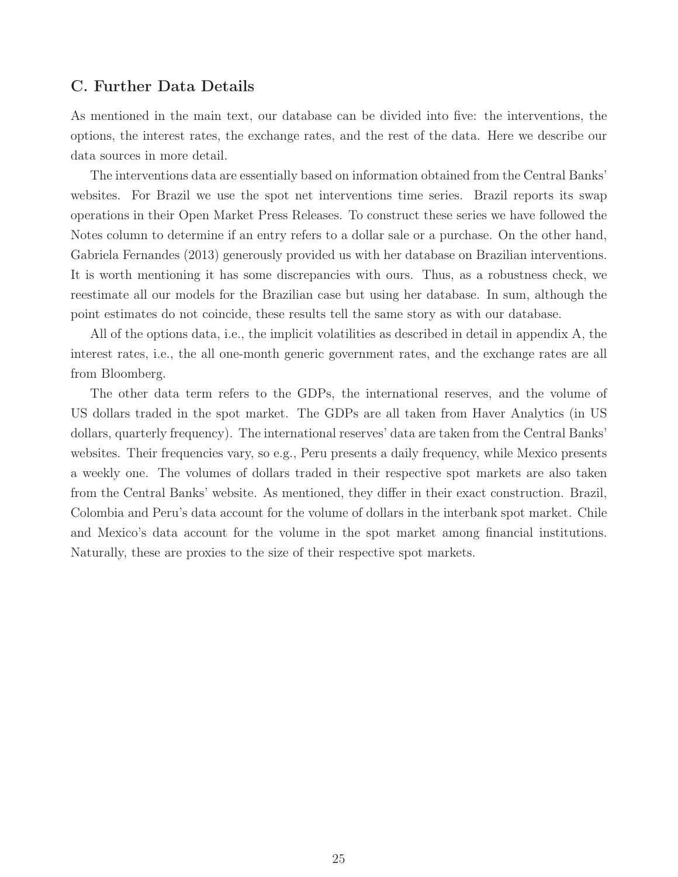## C. Further Data Details

As mentioned in the main text, our database can be divided into five: the interventions, the options, the interest rates, the exchange rates, and the rest of the data. Here we describe our data sources in more detail.

The interventions data are essentially based on information obtained from the Central Banks' websites. For Brazil we use the spot net interventions time series. Brazil reports its swap operations in their Open Market Press Releases. To construct these series we have followed the Notes column to determine if an entry refers to a dollar sale or a purchase. On the other hand, Gabriela Fernandes (2013) generously provided us with her database on Brazilian interventions. It is worth mentioning it has some discrepancies with ours. Thus, as a robustness check, we reestimate all our models for the Brazilian case but using her database. In sum, although the point estimates do not coincide, these results tell the same story as with our database.

All of the options data, i.e., the implicit volatilities as described in detail in appendix A, the interest rates, i.e., the all one-month generic government rates, and the exchange rates are all from Bloomberg.

The other data term refers to the GDPs, the international reserves, and the volume of US dollars traded in the spot market. The GDPs are all taken from Haver Analytics (in US dollars, quarterly frequency). The international reserves' data are taken from the Central Banks' websites. Their frequencies vary, so e.g., Peru presents a daily frequency, while Mexico presents a weekly one. The volumes of dollars traded in their respective spot markets are also taken from the Central Banks' website. As mentioned, they differ in their exact construction. Brazil, Colombia and Peru's data account for the volume of dollars in the interbank spot market. Chile and Mexico's data account for the volume in the spot market among financial institutions. Naturally, these are proxies to the size of their respective spot markets.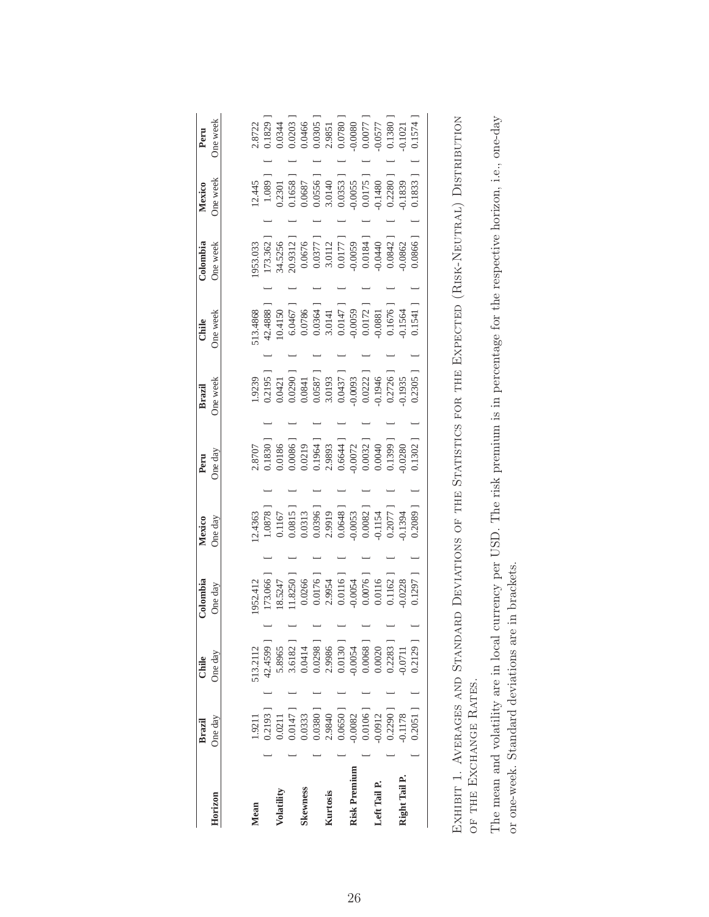| Horizon | Brazil One day | Chile One day | Colombia One day | Mexico One day | Peru One day | Brazil One week | Chile One week | Colombia One week | Mexico One week | Peru One week |
|---|---|---|---|---|---|---|---|---|---|---|
| Mean | 1.9211 | 513.2112 | 1952.412 | 12.4363 | 2.8707 | 1.9239 | 513.4868 | 1953.033 | 12.445 | 2.8722 |
| | [ 0.2193 ] | [ 42.4599 ] | [ 173.066 ] | [ 1.0878 ] | [ 0.1830 ] | [ 0.2195 ] | [ 42.4888 ] | [ 173.362 ] | [ 1.089 ] | [ 0.1829 ] |
| Volatility | 0.0211 | 5.8965 | 18.5247 | 0.1167 | 0.0186 | 0.0421 | 10.4150 | 34.5256 | 0.2301 | 0.0344 |
| | [ 0.0147 ] | [ 3.6182 ] | [ 11.8250 ] | [ 0.0815 ] | [ 0.0086 ] | [ 0.0290 ] | [ 6.0467 ] | [ 20.9312 ] | [ 0.1658 ] | [ 0.0203 ] |
| Skewness | 0.0333 | 0.0414 | 0.0266 | 0.0313 | 0.0219 | 0.0841 | 0.0786 | 0.0676 | 0.0687 | 0.0466 |
| | [ 0.0380 ] | [ 0.0298 ] | [ 0.0176 ] | [ 0.0396 ] | [ 0.1964 ] | [ 0.0587 ] | [ 0.0364 ] | [ 0.0377 ] | [ 0.0556 ] | [ 0.0305 ] |
| Kurtosis | 2.9840 | 2.9986 | 2.9954 | 2.9919 | 2.9893 | 3.0193 | 3.0141 | 3.0112 | 3.0140 | 2.9851 |
| | [ 0.0650 ] | [ 0.0130 ] | [ 0.0116 ] | [ 0.0648 ] | [ 0.6644 ] | [ 0.0437 ] | [ 0.0147 ] | [ 0.0177 ] | [ 0.0353 ] | [ 0.0780 ] |
| Risk Premium | -0.0082 | -0.0054 | -0.0054 | -0.0053 | -0.0072 | -0.0093 | -0.0059 | -0.0059 | -0.0055 | -0.0080 |
| | [ 0.0106 ] | [ 0.0068 ] | [ 0.0076 ] | [ 0.0082 ] | [ 0.0032 ] | [ 0.0222 ] | [ 0.0172 ] | [ 0.0184 ] | [ 0.0175 ] | [ 0.0077 ] |
| Left Tail P. | -0.0912 | 0.0020 | 0.0116 | -0.1154 | 0.0040 | -0.1946 | -0.0881 | -0.0440 | -0.1480 | -0.0577 |
| | [ 0.2290 ] | [ 0.2283 ] | [ 0.1162 ] | [ 0.2077 ] | [ 0.1399 ] | [ 0.2726 ] | [ 0.1676 ] | [ 0.0842 ] | [ 0.2280 ] | [ 0.1380 ] |
| Right Tail P. | -0.1178 | -0.0711 | -0.0228 | -0.1394 | -0.0280 | -0.1935 | -0.1564 | -0.0862 | -0.1839 | -0.1021 |
| | [ 0.2051 ] | [ 0.2129 ] | [ 0.1297 ] | [ 0.2089 ] | [ 0.1302 ] | [ 0.2305 ] | [ 0.1541 ] | [ 0.0866 ] | [ 0.1833 ] | [ 0.1574 ] |

Exhibit 1. Averages and Standard Deviations of the Statistics for the Expected (Risk-Neutral) Distribution of the Exchange Rates.

The mean and volatility are in local currency per USD. The risk premium is in percentage for the respective horizon, i.e., one-day or one-week. Standard deviations are in brackets.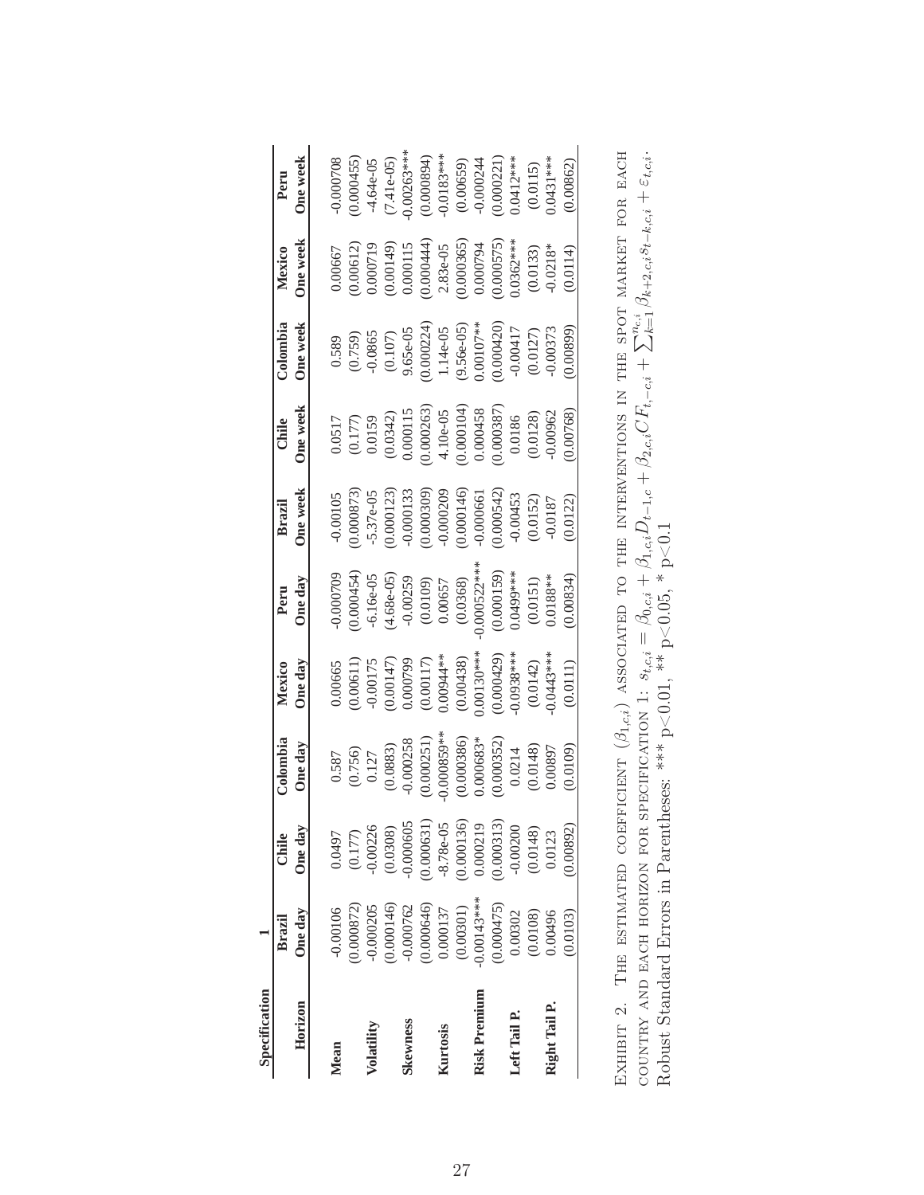| Specification | 1 | | | | | | | | | |
|---|---|---|---|---|---|---|---|---|---|---|
| | Brazil | Chile | Colombia | Mexico | Peru | Brazil | Chile | Colombia | Mexico | Peru |
| Horizon | One day | One day | One day | One day | One day | One week | One week | One week | One week | One week |
| Mean | -0.00106 | 0.0497 | 0.587 | 0.00665 | -0.000709 | -0.00105 | 0.0517 | 0.589 | 0.00667 | -0.000708 |
| | (0.000872) | (0.177) | (0.756) | (0.00611) | (0.000454) | (0.000873) | (0.177) | (0.759) | (0.00612) | (0.000455) |
| Volatility | -0.000205 | -0.00226 | 0.127 | -0.00175 | -6.16e-05 | -5.37e-05 | 0.0159 | -0.0865 | 0.000719 | -4.64e-05 |
| | (0.000146) | (0.0308) | (0.0883) | (0.00147) | (4.68e-05) | (0.000123) | (0.0342) | (0.107) | (0.00149) | (7.41e-05) |
| Skewness | -0.000762 | -0.000605 | -0.000258 | 0.000799 | -0.00259 | -0.000133 | 0.000115 | 9.65e-05 | 0.000115 | -0.00263*** |
| | (0.000646) | (0.000631) | (0.000251) | (0.00117) | (0.0109) | (0.000309) | (0.000263) | (0.000224) | (0.000444) | (0.000894) |
| Kurtosis | 0.000137 | -8.78e-05 | -0.000859** | 0.00944** | 0.00657 | -0.000209 | 4.10e-05 | 1.14e-05 | 2.83e-05 | -0.0183*** |
| | (0.00301) | (0.000136) | (0.000386) | (0.00438) | (0.0368) | (0.000146) | (0.000104) | (9.56e-05) | (0.000365) | (0.00659) |
| Risk Premium | -0.00143*** | 0.000219 | 0.000683* | 0.00130*** | -0.000522*** | -0.000661 | 0.000458 | 0.00107** | 0.000794 | -0.000244 |
| | (0.000475) | (0.000313) | (0.000352) | (0.000429) | (0.000159) | (0.000542) | (0.000387) | (0.000420) | (0.000575) | (0.000221) |
| Left Tail P. | 0.00302 | -0.00200 | 0.0214 | -0.0938*** | 0.0499*** | -0.00453 | 0.0186 | -0.00417 | 0.0362*** | 0.0412*** |
| | (0.0108) | (0.0148) | (0.0148) | (0.0142) | (0.0151) | (0.0152) | (0.0128) | (0.0127) | (0.0133) | (0.0115) |
| Right Tail P. | 0.00496 | 0.0123 | 0.00897 | -0.0443*** | 0.0188** | -0.0187 | -0.00962 | -0.00373 | -0.0218* | 0.0431*** |
| | (0.0103) | (0.00892) | (0.0109) | (0.0111) | (0.00834) | (0.0122) | (0.00768) | (0.00899) | (0.0114) | (0.00862) |

Exhibit 2. The estimated coefficient ($\beta_{1,c,i}$) associated to the interventions in the spot market for each country and each horizon for specification 1: $s_{t,c,i} = \beta_{0,c,i} + \beta_{1,c,i} D_{t-1,c} + \beta_{2,c,i} CF_{t,-c,i} + \sum_{k=1}^{n_{c,i}} \beta_{k+2,c,i} s_{t-k,c,i} + \varepsilon_{t,c,i}$. Robust Standard Errors in Parentheses: *** p<0.01, ** p<0.05, * p<0.1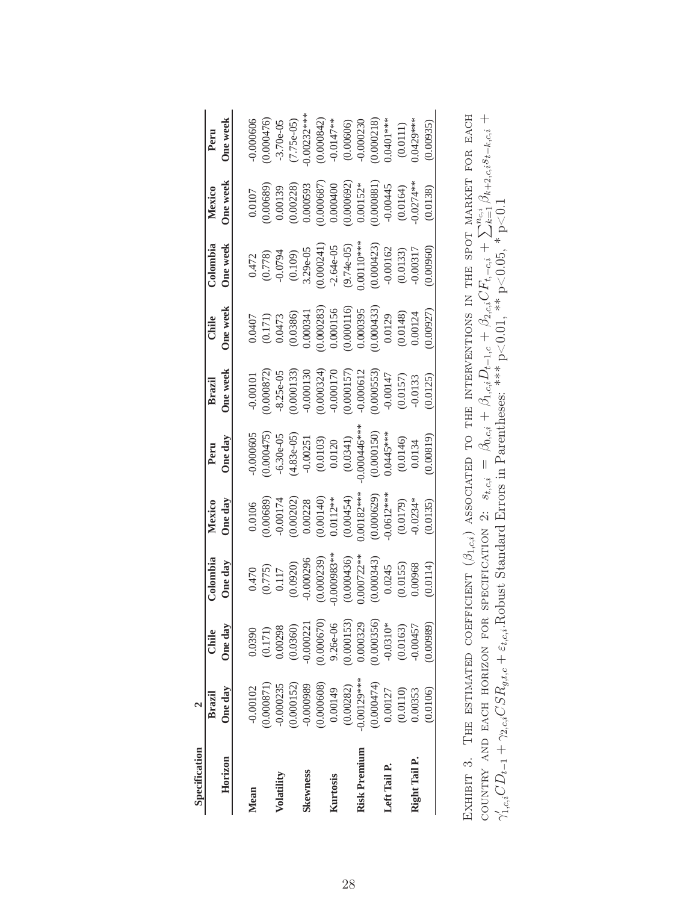| Specification | 2 | | | | | | | | | |
|---|---|---|---|---|---|---|---|---|---|---|
| | Brazil | Chile | Colombia | Mexico | Peru | Brazil | Chile | Colombia | Mexico | Peru |
| Horizon | One day | One day | One day | One day | One day | One week | One week | One week | One week | One week |
| Mean | -0.00102 | 0.0390 | 0.470 | 0.0106 | -0.000605 | -0.00101 | 0.0407 | 0.472 | 0.0107 | -0.000606 |
| | (0.000871) | (0.171) | (0.775) | (0.00689) | (0.000475) | (0.000872) | (0.171) | (0.778) | (0.00689) | (0.000476) |
| Volatility | -0.000235 | 0.00298 | 0.117 | -0.00174 | -6.30e-05 | -8.25e-05 | 0.0473 | -0.0794 | 0.00139 | -3.70e-05 |
| | (0.000152) | (0.0360) | (0.0920) | (0.00202) | (4.83e-05) | (0.000133) | (0.0386) | (0.109) | (0.00228) | (7.75e-05) |
| Skewness | -0.000989 | -0.000221 | -0.000296 | 0.00228 | -0.00251 | -0.000130 | 0.000341 | 3.29e-05 | 0.000593 | -0.00232*** |
| | (0.000608) | (0.000670) | (0.000239) | (0.00140) | (0.0103) | (0.000324) | (0.000283) | (0.000241) | (0.000687) | (0.000842) |
| Kurtosis | 0.0149 | 9.26e-06 | -0.000983** | 0.0112** | 0.0120 | -0.000170 | 0.000156 | -2.64e-05 | 0.000400 | -0.0147** |
| | (0.0282) | (0.000153) | (0.000436) | (0.00454) | (0.0341) | (0.000157) | (0.000116) | (9.74e-05) | (0.000692) | (0.00606) |
| Risk Premium | -0.00129*** | 0.000329 | 0.000722** | 0.00182*** | -0.000446*** | -0.000612 | 0.000395 | 0.00110*** | 0.00152* | -0.000230 |
| | (0.000474) | (0.000356) | (0.000343) | (0.000629) | (0.000150) | (0.000553) | (0.000433) | (0.000423) | (0.000881) | (0.000218) |
| Left Tail P. | 0.00127 | -0.0310* | 0.0245 | -0.0612*** | 0.0445*** | -0.00147 | 0.0129 | -0.00162 | -0.00445 | 0.0401*** |
| | (0.0110) | (0.0163) | (0.0155) | (0.0179) | (0.0146) | (0.0157) | (0.0148) | (0.0133) | (0.0164) | (0.0111) |
| Right Tail P. | 0.00353 | -0.00457 | 0.00968 | -0.0234* | 0.0134 | -0.0133 | 0.00124 | -0.00317 | -0.0274** | 0.0429*** |
| | (0.0106) | (0.00989) | (0.0114) | (0.0135) | (0.00819) | (0.0125) | (0.00927) | (0.00960) | (0.0138) | (0.00935) |

Exhibit 3. The estimated coefficient $(\beta_{1,c,i})$ associated to the interventions in the spot market for each country and each horizon for specification 2: $s_{t,c,i} = \beta_{0,c,i} + \beta_{1,c,i} D_{t-1,c} + \beta_{2,c,i} CF_{t,-c,i} + \sum_{k=1}^{n_{c,i}} \beta_{k+2,c,i} s_{t-k,c,i} + \gamma'_{1,c,i} CD_{t-1} + \gamma_{2,c,i} CSR_{g,t,c} + \varepsilon_{t,c,i}$.Robust Standard Errors in Parentheses: *** p<0.01, ** p<0.05, * p<0.1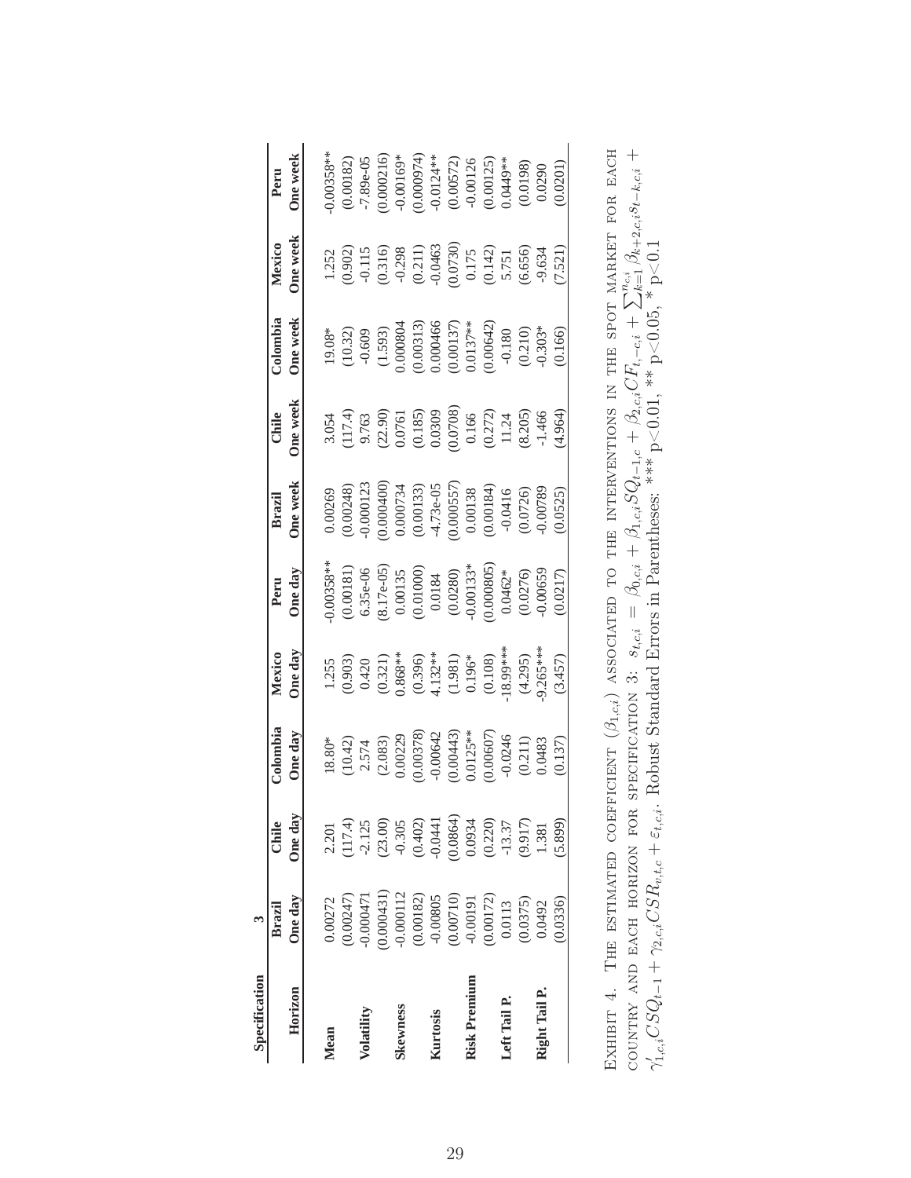| Specification | 3 | | | | | | | | | |
|---|---|---|---|---|---|---|---|---|---|---|
| | Brazil | Chile | Colombia | Mexico | Peru | Brazil | Chile | Colombia | Mexico | Peru |
| Horizon | One day | One day | One day | One day | One day | One week | One week | One week | One week | One week |
| Mean | 0.00272 | 2.201 | 18.80* | 1.255 | -0.00358** | 0.00269 | 3.054 | 19.08* | 1.252 | -0.00358** |
| | (0.00247) | (117.4) | (10.42) | (0.903) | (0.00181) | (0.00248) | (117.4) | (10.32) | (0.902) | (0.00182) |
| Volatility | -0.000471 | -2.125 | 2.574 | 0.420 | 6.35e-06 | -0.000123 | 9.763 | -0.609 | -0.115 | -7.89e-05 |
| | (0.000431) | (23.00) | (2.083) | (0.321) | (8.17e-05) | (0.000400) | (22.90) | (1.593) | (0.316) | (0.000216) |
| Skewness | -0.000112 | -0.305 | 0.00229 | 0.868** | 0.00135 | 0.000734 | 0.0761 | 0.000804 | -0.298 | -0.00169* |
| | (0.00182) | (0.402) | (0.00378) | (0.396) | (0.01000) | (0.00133) | (0.185) | (0.00313) | (0.211) | (0.000974) |
| Kurtosis | -0.00805 | -0.0441 | -0.00642 | 4.132** | 0.0184 | -4.73e-05 | 0.0309 | 0.000466 | -0.0463 | -0.0124** |
| | (0.00710) | (0.0864) | (0.00443) | (1.981) | (0.0280) | (0.000557) | (0.0708) | (0.00137) | (0.0730) | (0.00572) |
| Risk Premium | -0.00191 | 0.0934 | 0.0125** | 0.196* | -0.00133* | 0.00138 | 0.166 | 0.0137** | 0.175 | -0.00126 |
| | (0.00172) | (0.220) | (0.00607) | (0.108) | (0.000805) | (0.00184) | (0.272) | (0.00642) | (0.142) | (0.00125) |
| Left Tail P. | 0.0113 | -13.37 | -0.0246 | -18.99*** | 0.0462* | -0.0416 | 11.24 | -0.180 | 5.751 | 0.0449** |
| | (0.0375) | (9.917) | (0.211) | (4.295) | (0.0276) | (0.0726) | (8.205) | (0.210) | (6.656) | (0.0198) |
| Right Tail P. | 0.0492 | 1.381 | 0.0483 | -9.265*** | -0.00659 | -0.00789 | -1.466 | -0.303* | -9.634 | 0.0290 |
| | (0.0336) | (5.899) | (0.137) | (3.457) | (0.0217) | (0.0525) | (4.964) | (0.166) | (7.521) | (0.0201) |

Exhibit 4. The estimated coefficient $(\beta_{1,c,i})$ associated to the interventions in the spot market for each country and each horizon for specification 3: $s_{t,c,i} = \beta_{0,c,i} + \beta_{1,c,i}SQ_{t-1,c} + \beta_{2,c,i}CF_{t,-c,i} + \sum_{k=1}^{n_{c,i}} \beta_{k+2,c,i}s_{t-k,c,i} + \gamma'_{1,c,i}CSQ_{t-1} + \gamma_{2,c,i}CSR_{a,t,c} + \varepsilon_{t,c,i}$. Robust Standard Errors in Parentheses: *** p<0.01, ** p<0.05, * p<0.1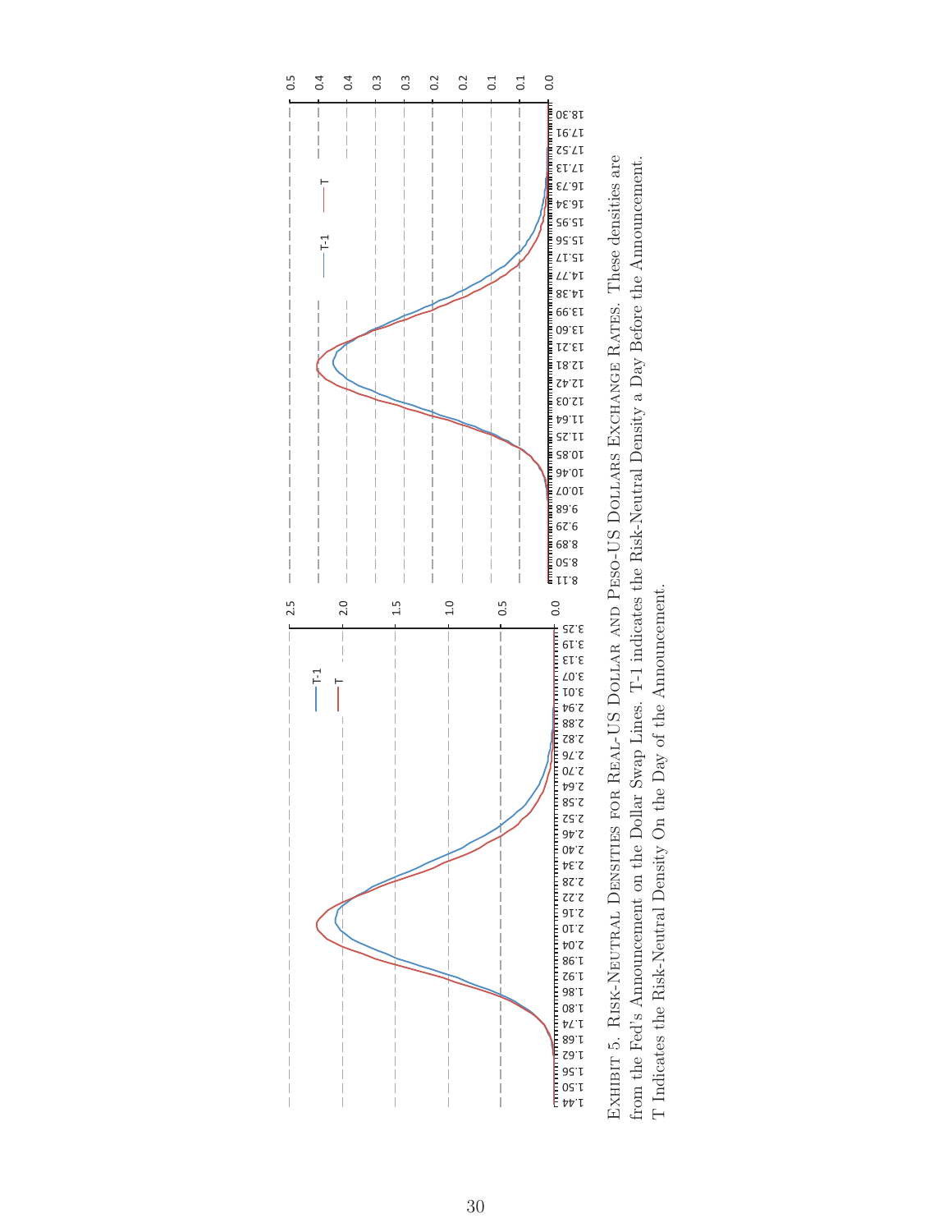EXHIBIT 5. RISK-NEUTRAL DENSITIES FOR REAL-US DOLLAR AND PESO-US DOLLARS EXCHANGE RATES. These densities are from the Fed's Announcement on the Dollar Swap Lines. T-1 indicates the Risk-Neutral Density a Day Before the Announcement. T Indicates the Risk-Neutral Density On the Day of the Announcement.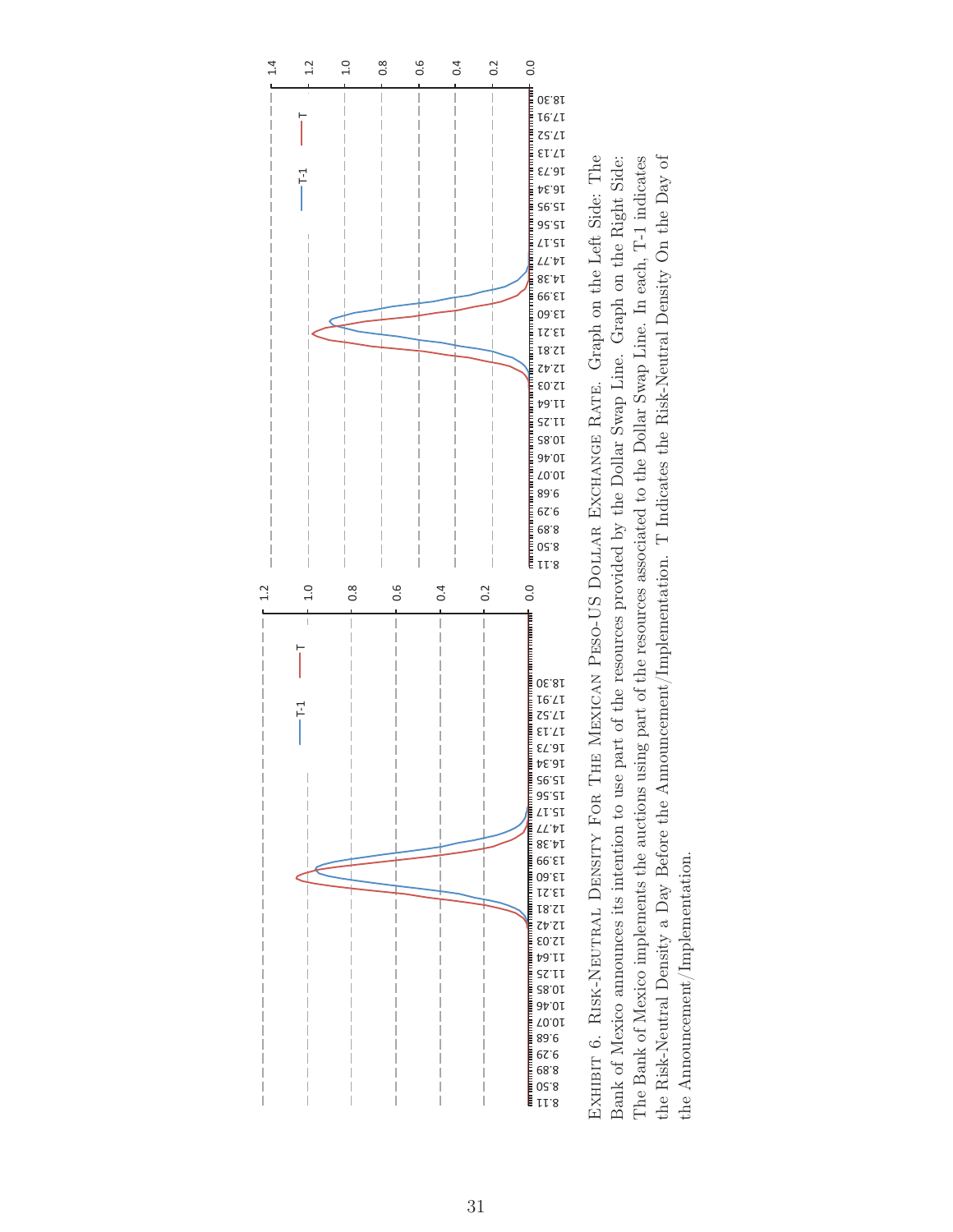Exhibit 6. Risk-Neutral Density For The Mexican Peso-US Dollar Exchange Rate. Graph on the Left Side: The Bank of Mexico announces its intention to use part of the resources provided by the Dollar Swap Line. Graph on the Right Side: The Bank of Mexico implements the auctions using part of the resources associated to the Dollar Swap Line. In each, T-1 indicates the Risk-Neutral Density a Day Before the Announcement/Implementation. T Indicates the Risk-Neutral Density On the Day of the Announcement/Implementation.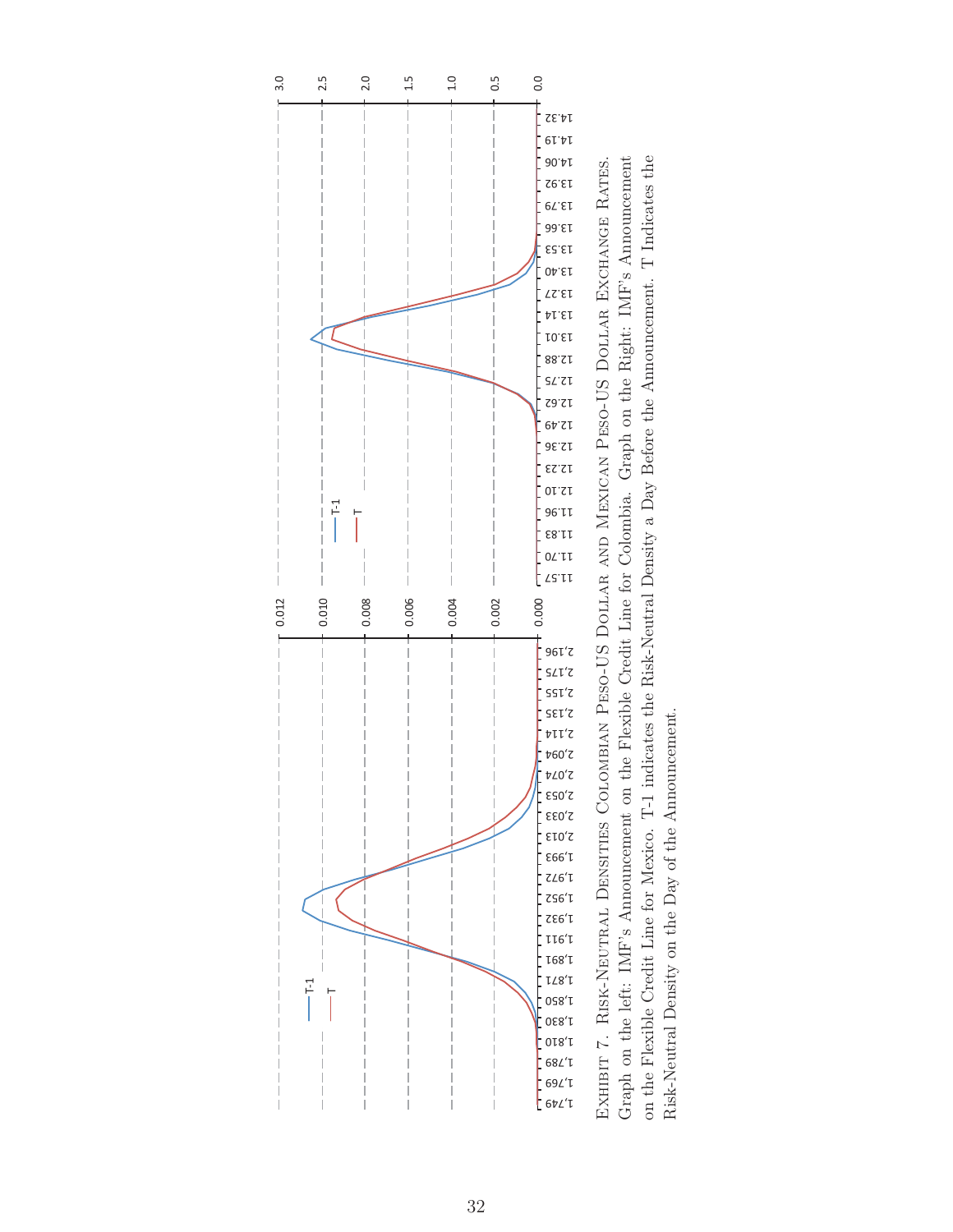1,749
1,769
1,789
1,810
1,830
1,850
1,871
1,891
1,911
1,932
1,952
1,972
1,993
2,013
2,033
2,053
2,074
2,094
2,114
2,135
2,155
2,175
2,196

0.000
0.002
0.004
0.006
0.008
0.010
0.012

T-1
T

11.57
11.70
11.83
11.96
12.10
12.23
12.36
12.49
12.62
12.75
12.88
13.01
13.14
13.27
13.40
13.53
13.66
13.79
13.92
14.06
14.19
14.32

0.0
0.5
1.0
1.5
2.0
2.5
3.0

T-1
T

Exhibit 7. Risk-Neutral Densities Colombian Peso-US Dollar and Mexican Peso-US Dollar Exchange Rates. Graph on the left: IMF's Announcement on the Flexible Credit Line for Colombia. Graph on the Right: IMF's Announcement on the Flexible Credit Line for Mexico. T-1 indicates the Risk-Neutral Density a Day Before the Announcement. T Indicates the Risk-Neutral Density on the Day of the Announcement.